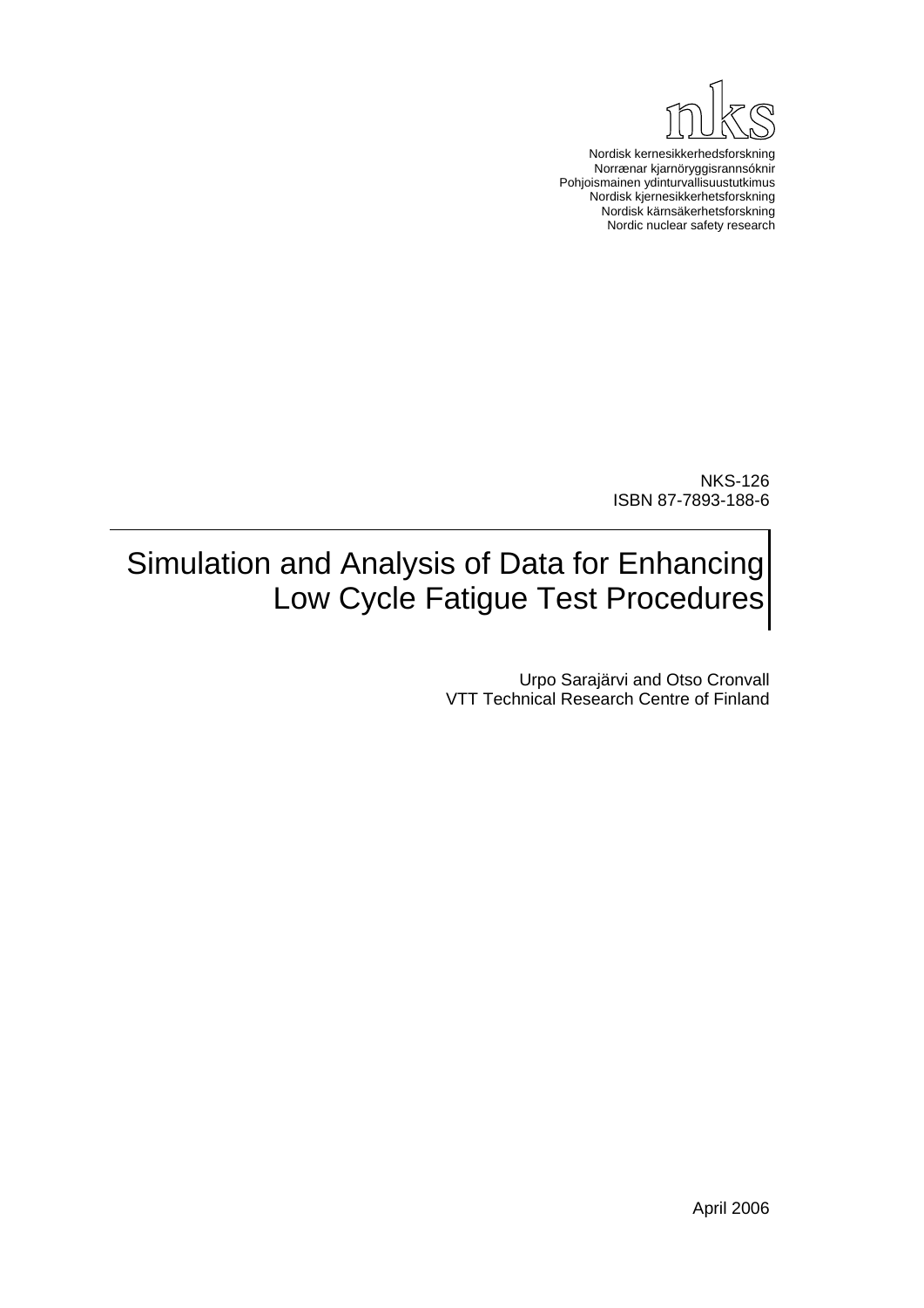nks

Nordisk kernesikkerhedsforskning
Norrænar kjarnöryggisrannsóknir
Pohjoismainen ydinturvallisuustutkimus
Nordisk kjernesikkerhetsforskning
Nordisk kärnsäkerhetsforskning
Nordic nuclear safety research

NKS-126
ISBN 87-7893-188-6

# Simulation and Analysis of Data for Enhancing Low Cycle Fatigue Test Procedures

Urpo Sarajärvi and Otso Cronvall
VTT Technical Research Centre of Finland

April 2006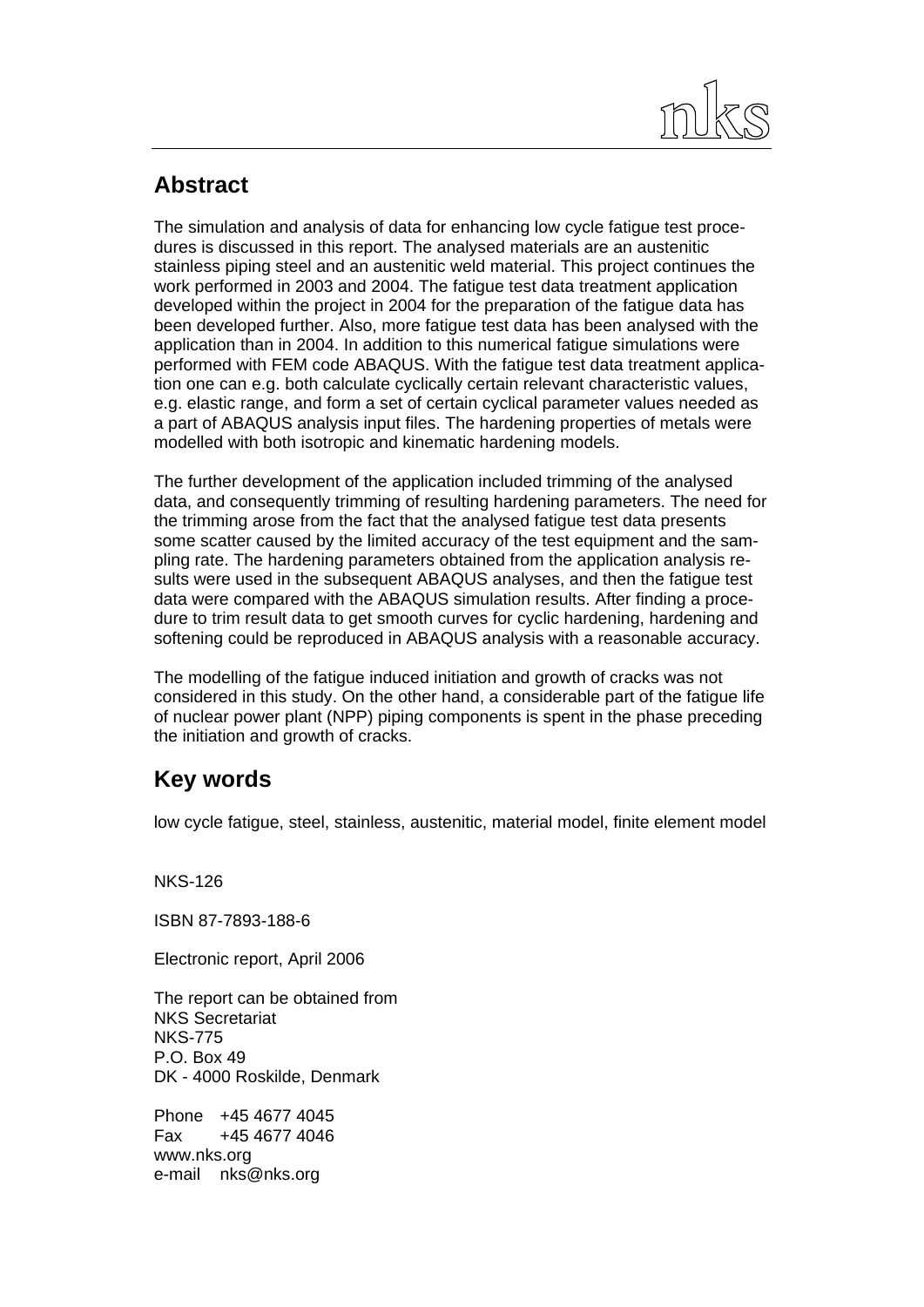## Abstract

The simulation and analysis of data for enhancing low cycle fatigue test procedures is discussed in this report. The analysed materials are an austenitic stainless piping steel and an austenitic weld material. This project continues the work performed in 2003 and 2004. The fatigue test data treatment application developed within the project in 2004 for the preparation of the fatigue data has been developed further. Also, more fatigue test data has been analysed with the application than in 2004. In addition to this numerical fatigue simulations were performed with FEM code ABAQUS. With the fatigue test data treatment application one can e.g. both calculate cyclically certain relevant characteristic values, e.g. elastic range, and form a set of certain cyclical parameter values needed as a part of ABAQUS analysis input files. The hardening properties of metals were modelled with both isotropic and kinematic hardening models.

The further development of the application included trimming of the analysed data, and consequently trimming of resulting hardening parameters. The need for the trimming arose from the fact that the analysed fatigue test data presents some scatter caused by the limited accuracy of the test equipment and the sampling rate. The hardening parameters obtained from the application analysis results were used in the subsequent ABAQUS analyses, and then the fatigue test data were compared with the ABAQUS simulation results. After finding a procedure to trim result data to get smooth curves for cyclic hardening, hardening and softening could be reproduced in ABAQUS analysis with a reasonable accuracy.

The modelling of the fatigue induced initiation and growth of cracks was not considered in this study. On the other hand, a considerable part of the fatigue life of nuclear power plant (NPP) piping components is spent in the phase preceding the initiation and growth of cracks.

## Key words

low cycle fatigue, steel, stainless, austenitic, material model, finite element model

NKS-126

ISBN 87-7893-188-6

Electronic report, April 2006

The report can be obtained from
NKS Secretariat
NKS-775
P.O. Box 49
DK - 4000 Roskilde, Denmark

Phone +45 4677 4045
Fax +45 4677 4046
www.nks.org
e-mail nks@nks.org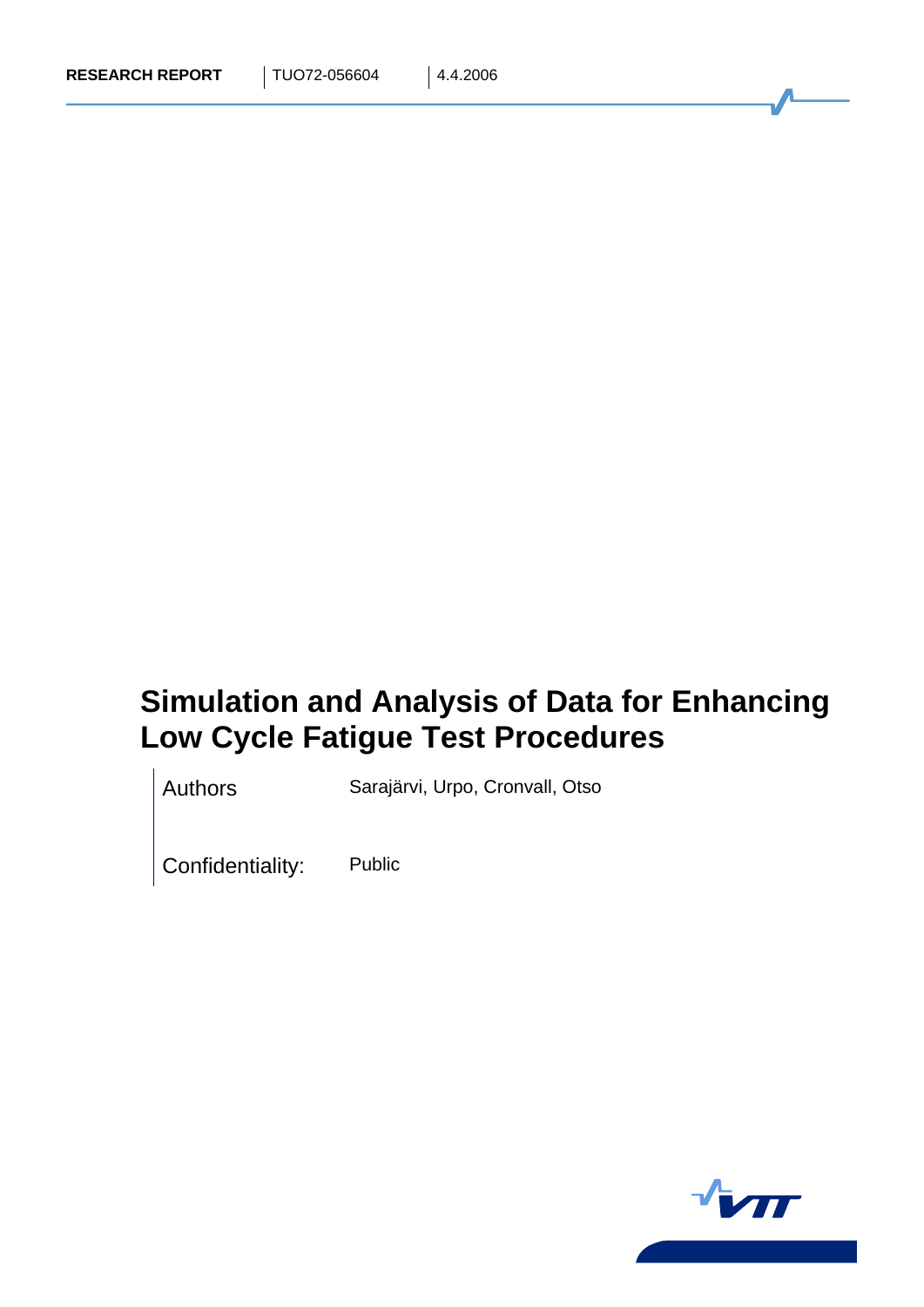RESEARCH REPORT | TUO72-056604 | 4.4.2006

# Simulation and Analysis of Data for Enhancing Low Cycle Fatigue Test Procedures

Authors: Sarajärvi, Urpo, Cronvall, Otso

Confidentiality: Public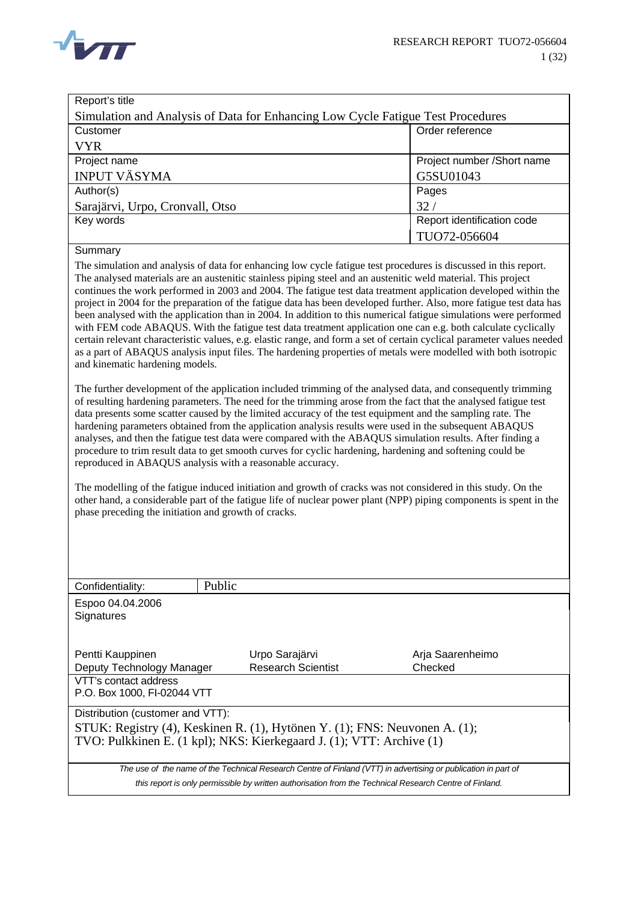| Report's title | |
|---|---|
| Simulation and Analysis of Data for Enhancing Low Cycle Fatigue Test Procedures | |
| Customer | Order reference |
| VYR | |
| Project name | Project number /Short name |
| INPUT VÄSYMA | G5SU01043 |
| Author(s) | Pages |
| Sarajärvi, Urpo, Cronvall, Otso | 32 / |
| Key words | Report identification code |
| | TUO72-056604 |

**Summary**

The simulation and analysis of data for enhancing low cycle fatigue test procedures is discussed in this report. The analysed materials are an austenitic stainless piping steel and an austenitic weld material. This project continues the work performed in 2003 and 2004. The fatigue test data treatment application developed within the project in 2004 for the preparation of the fatigue data has been developed further. Also, more fatigue test data has been analysed with the application than in 2004. In addition to this numerical fatigue simulations were performed with FEM code ABAQUS. With the fatigue test data treatment application one can e.g. both calculate cyclically certain relevant characteristic values, e.g. elastic range, and form a set of certain cyclical parameter values needed as a part of ABAQUS analysis input files. The hardening properties of metals were modelled with both isotropic and kinematic hardening models.

The further development of the application included trimming of the analysed data, and consequently trimming of resulting hardening parameters. The need for the trimming arose from the fact that the analysed fatigue test data presents some scatter caused by the limited accuracy of the test equipment and the sampling rate. The hardening parameters obtained from the application analysis results were used in the subsequent ABAQUS analyses, and then the fatigue test data were compared with the ABAQUS simulation results. After finding a procedure to trim result data to get smooth curves for cyclic hardening, hardening and softening could be reproduced in ABAQUS analysis with a reasonable accuracy.

The modelling of the fatigue induced initiation and growth of cracks was not considered in this study. On the other hand, a considerable part of the fatigue life of nuclear power plant (NPP) piping components is spent in the phase preceding the initiation and growth of cracks.

| Confidentiality: | Public | |
|---|---|---|
| Espoo 04.04.2006<br>Signatures | | |
| Pentti Kauppinen<br>Deputy Technology Manager | Urpo Sarajärvi<br>Research Scientist | Arja Saarenheimo<br>Checked |
| VTT's contact address<br>P.O. Box 1000, FI-02044 VTT | | |

Distribution (customer and VTT):
STUK: Registry (4), Keskinen R. (1), Hytönen Y. (1); FNS: Neuvonen A. (1);
TVO: Pulkkinen E. (1 kpl); NKS: Kierkegaard J. (1); VTT: Archive (1)

*The use of the name of the Technical Research Centre of Finland (VTT) in advertising or publication in part of this report is only permissible by written authorisation from the Technical Research Centre of Finland.*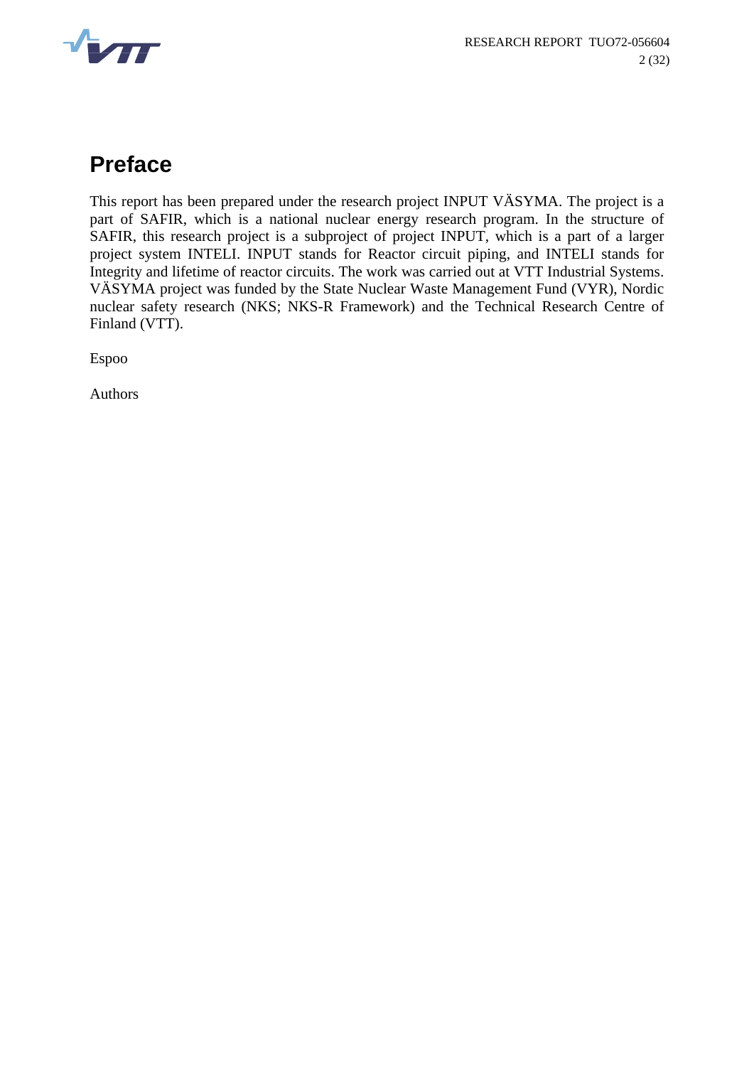# Preface

This report has been prepared under the research project INPUT VÄSYMA. The project is a part of SAFIR, which is a national nuclear energy research program. In the structure of SAFIR, this research project is a subproject of project INPUT, which is a part of a larger project system INTELI. INPUT stands for Reactor circuit piping, and INTELI stands for Integrity and lifetime of reactor circuits. The work was carried out at VTT Industrial Systems. VÄSYMA project was funded by the State Nuclear Waste Management Fund (VYR), Nordic nuclear safety research (NKS; NKS-R Framework) and the Technical Research Centre of Finland (VTT).

Espoo

Authors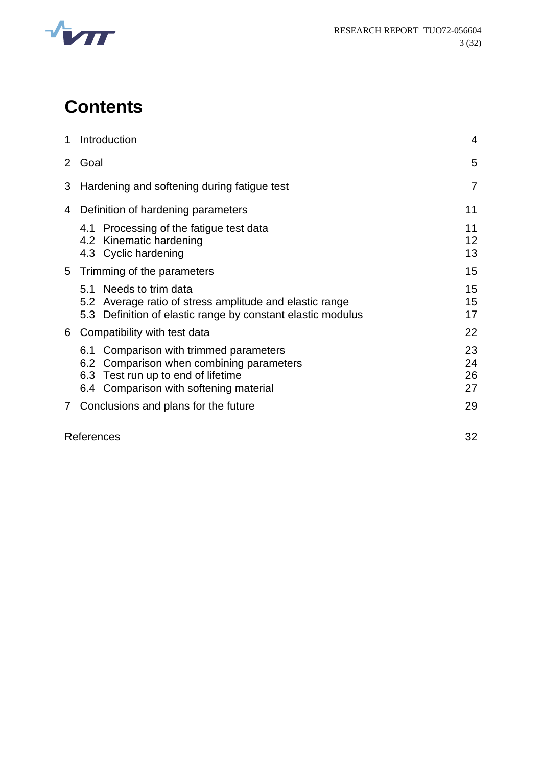# Contents

| | | |
|---|---|---|
| 1 | Introduction | 4 |
| 2 | Goal | 5 |
| 3 | Hardening and softening during fatigue test | 7 |
| 4 | Definition of hardening parameters | 11 |
| | 4.1 Processing of the fatigue test data | 11 |
| | 4.2 Kinematic hardening | 12 |
| | 4.3 Cyclic hardening | 13 |
| 5 | Trimming of the parameters | 15 |
| | 5.1 Needs to trim data | 15 |
| | 5.2 Average ratio of stress amplitude and elastic range | 15 |
| | 5.3 Definition of elastic range by constant elastic modulus | 17 |
| 6 | Compatibility with test data | 22 |
| | 6.1 Comparison with trimmed parameters | 23 |
| | 6.2 Comparison when combining parameters | 24 |
| | 6.3 Test run up to end of lifetime | 26 |
| | 6.4 Comparison with softening material | 27 |
| 7 | Conclusions and plans for the future | 29 |
| | References | 32 |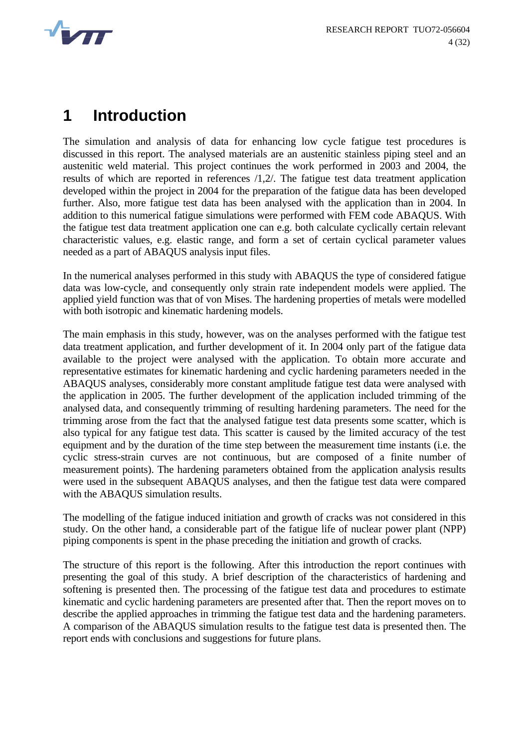# 1 Introduction

The simulation and analysis of data for enhancing low cycle fatigue test procedures is discussed in this report. The analysed materials are an austenitic stainless piping steel and an austenitic weld material. This project continues the work performed in 2003 and 2004, the results of which are reported in references /1,2/. The fatigue test data treatment application developed within the project in 2004 for the preparation of the fatigue data has been developed further. Also, more fatigue test data has been analysed with the application than in 2004. In addition to this numerical fatigue simulations were performed with FEM code ABAQUS. With the fatigue test data treatment application one can e.g. both calculate cyclically certain relevant characteristic values, e.g. elastic range, and form a set of certain cyclical parameter values needed as a part of ABAQUS analysis input files.

In the numerical analyses performed in this study with ABAQUS the type of considered fatigue data was low-cycle, and consequently only strain rate independent models were applied. The applied yield function was that of von Mises. The hardening properties of metals were modelled with both isotropic and kinematic hardening models.

The main emphasis in this study, however, was on the analyses performed with the fatigue test data treatment application, and further development of it. In 2004 only part of the fatigue data available to the project were analysed with the application. To obtain more accurate and representative estimates for kinematic hardening and cyclic hardening parameters needed in the ABAQUS analyses, considerably more constant amplitude fatigue test data were analysed with the application in 2005. The further development of the application included trimming of the analysed data, and consequently trimming of resulting hardening parameters. The need for the trimming arose from the fact that the analysed fatigue test data presents some scatter, which is also typical for any fatigue test data. This scatter is caused by the limited accuracy of the test equipment and by the duration of the time step between the measurement time instants (i.e. the cyclic stress-strain curves are not continuous, but are composed of a finite number of measurement points). The hardening parameters obtained from the application analysis results were used in the subsequent ABAQUS analyses, and then the fatigue test data were compared with the ABAQUS simulation results.

The modelling of the fatigue induced initiation and growth of cracks was not considered in this study. On the other hand, a considerable part of the fatigue life of nuclear power plant (NPP) piping components is spent in the phase preceding the initiation and growth of cracks.

The structure of this report is the following. After this introduction the report continues with presenting the goal of this study. A brief description of the characteristics of hardening and softening is presented then. The processing of the fatigue test data and procedures to estimate kinematic and cyclic hardening parameters are presented after that. Then the report moves on to describe the applied approaches in trimming the fatigue test data and the hardening parameters. A comparison of the ABAQUS simulation results to the fatigue test data is presented then. The report ends with conclusions and suggestions for future plans.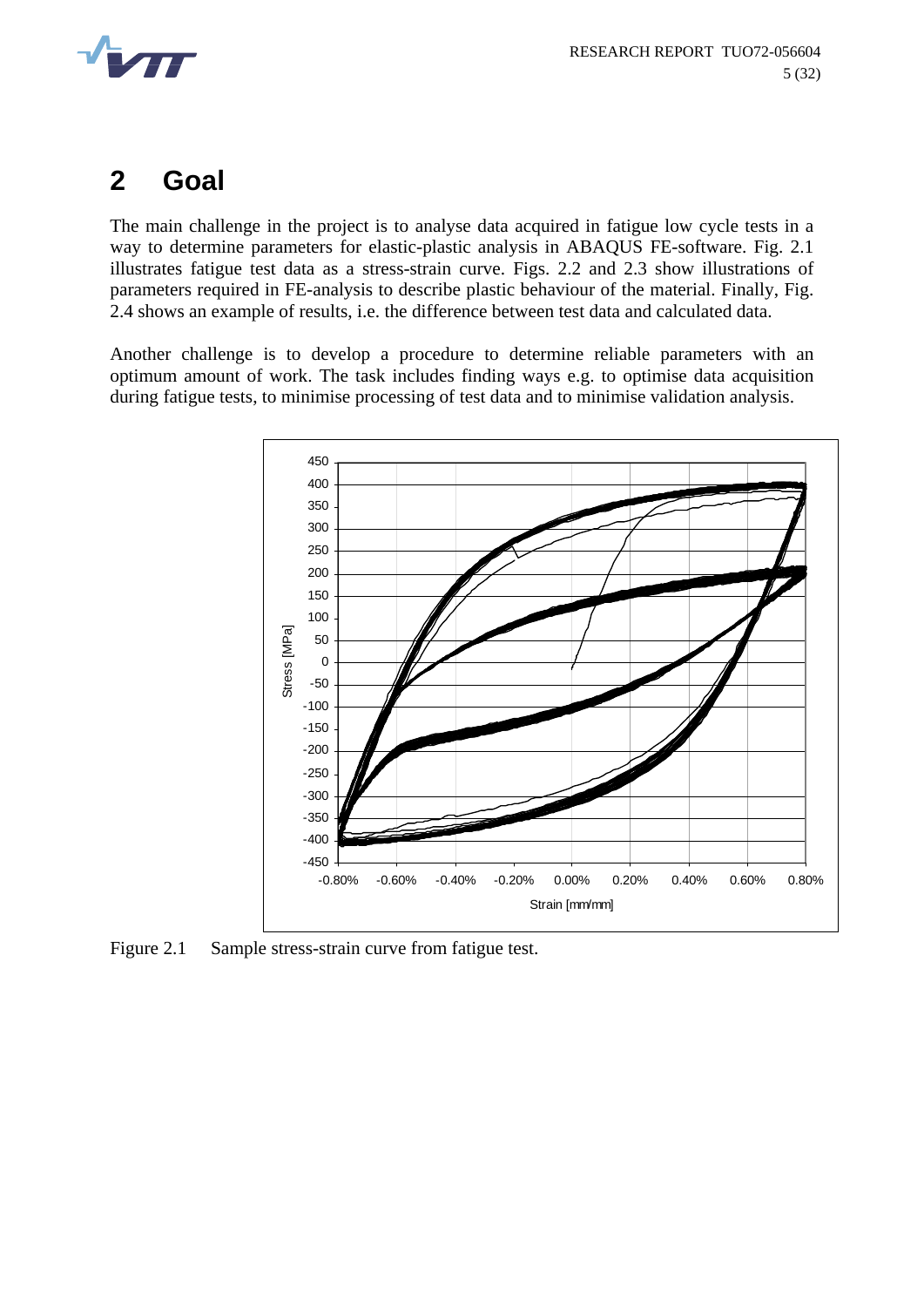# 2 Goal

The main challenge in the project is to analyse data acquired in fatigue low cycle tests in a way to determine parameters for elastic-plastic analysis in ABAQUS FE-software. Fig. 2.1 illustrates fatigue test data as a stress-strain curve. Figs. 2.2 and 2.3 show illustrations of parameters required in FE-analysis to describe plastic behaviour of the material. Finally, Fig. 2.4 shows an example of results, i.e. the difference between test data and calculated data.

Another challenge is to develop a procedure to determine reliable parameters with an optimum amount of work. The task includes finding ways e.g. to optimise data acquisition during fatigue tests, to minimise processing of test data and to minimise validation analysis.

Figure 2.1 Sample stress-strain curve from fatigue test.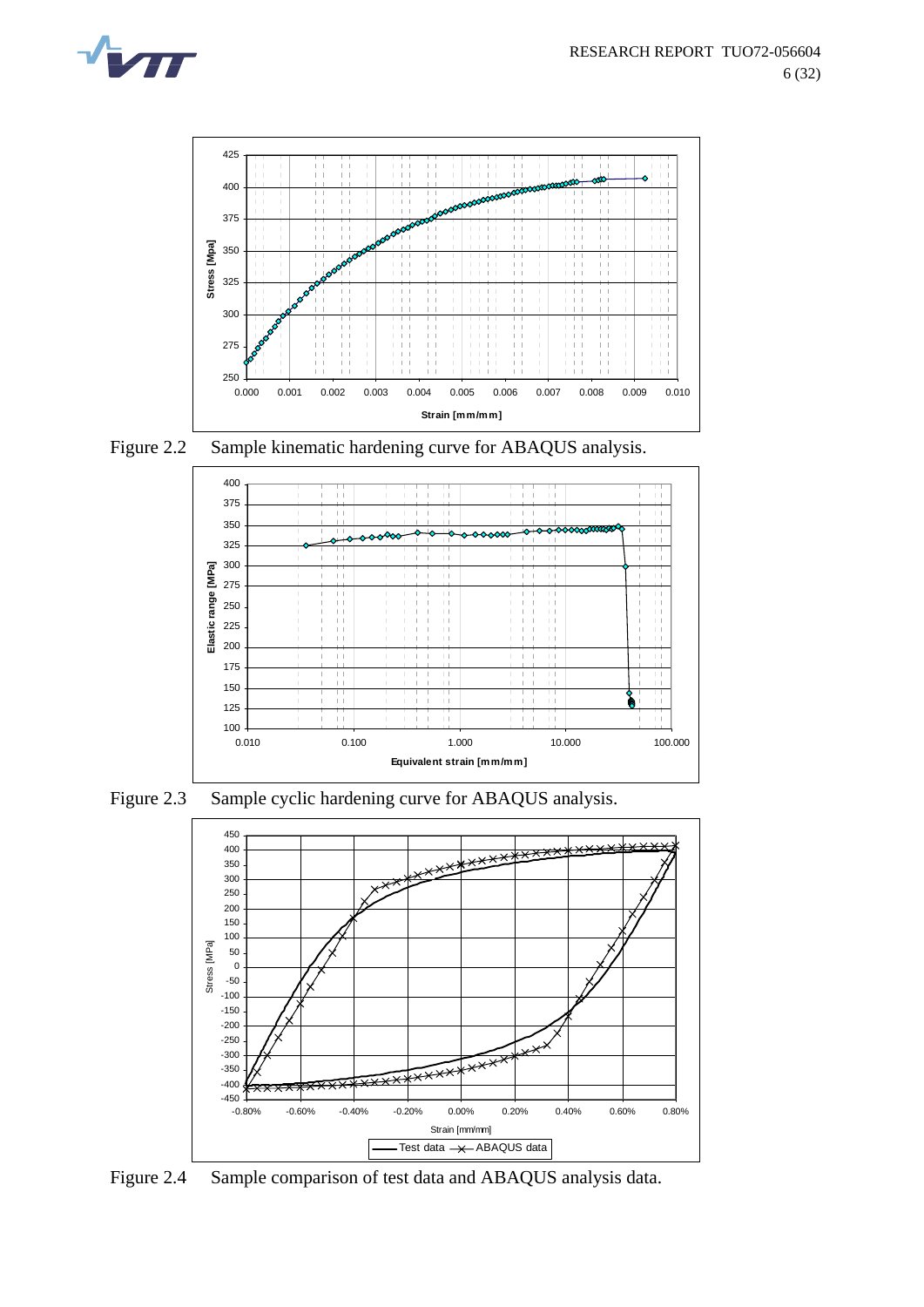Figure 2.2 Sample kinematic hardening curve for ABAQUS analysis.

Figure 2.3 Sample cyclic hardening curve for ABAQUS analysis.

Figure 2.4 Sample comparison of test data and ABAQUS analysis data.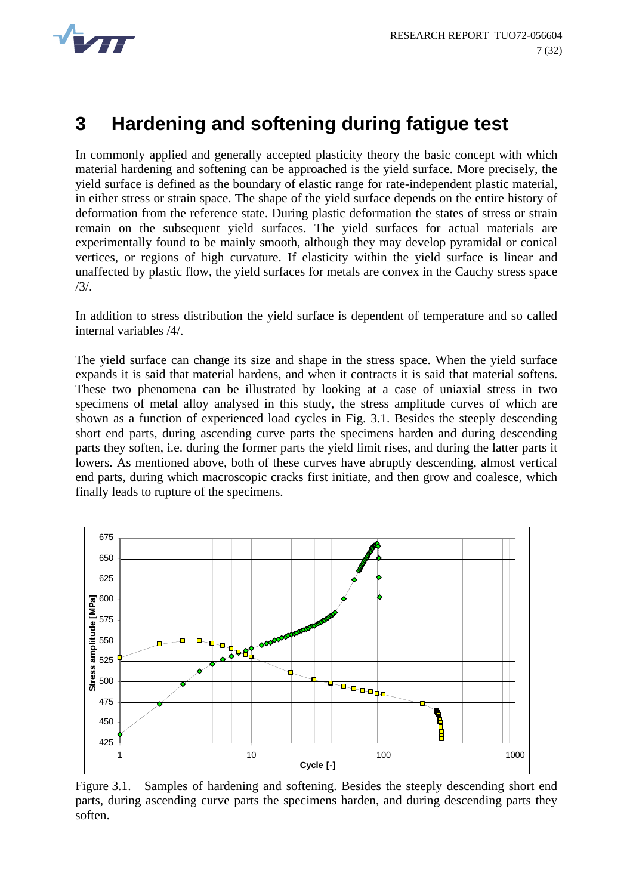# 3 Hardening and softening during fatigue test

In commonly applied and generally accepted plasticity theory the basic concept with which material hardening and softening can be approached is the yield surface. More precisely, the yield surface is defined as the boundary of elastic range for rate-independent plastic material, in either stress or strain space. The shape of the yield surface depends on the entire history of deformation from the reference state. During plastic deformation the states of stress or strain remain on the subsequent yield surfaces. The yield surfaces for actual materials are experimentally found to be mainly smooth, although they may develop pyramidal or conical vertices, or regions of high curvature. If elasticity within the yield surface is linear and unaffected by plastic flow, the yield surfaces for metals are convex in the Cauchy stress space /3/.

In addition to stress distribution the yield surface is dependent of temperature and so called internal variables /4/.

The yield surface can change its size and shape in the stress space. When the yield surface expands it is said that material hardens, and when it contracts it is said that material softens. These two phenomena can be illustrated by looking at a case of uniaxial stress in two specimens of metal alloy analysed in this study, the stress amplitude curves of which are shown as a function of experienced load cycles in Fig. 3.1. Besides the steeply descending short end parts, during ascending curve parts the specimens harden and during descending parts they soften, i.e. during the former parts the yield limit rises, and during the latter parts it lowers. As mentioned above, both of these curves have abruptly descending, almost vertical end parts, during which macroscopic cracks first initiate, and then grow and coalesce, which finally leads to rupture of the specimens.

Figure 3.1. Samples of hardening and softening. Besides the steeply descending short end parts, during ascending curve parts the specimens harden, and during descending parts they soften.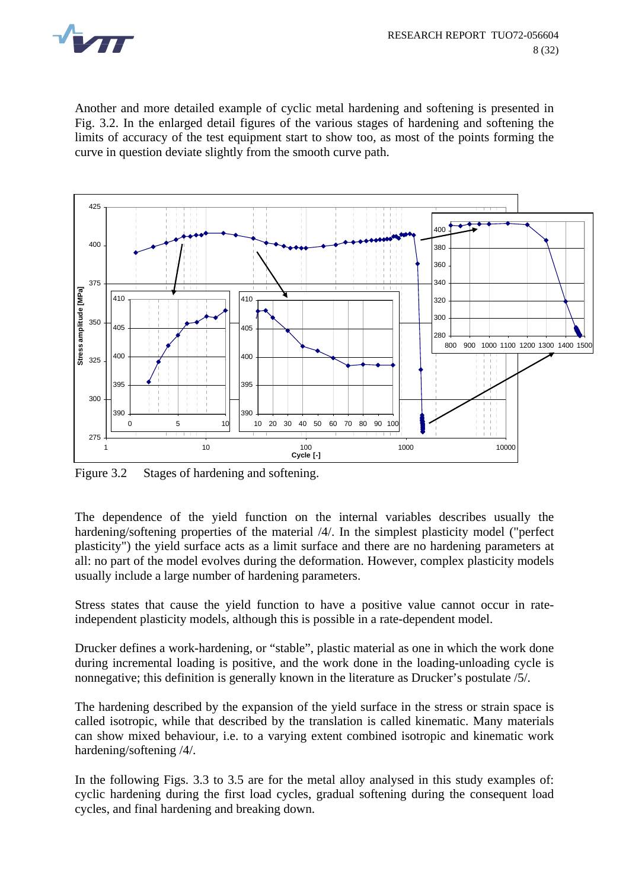Another and more detailed example of cyclic metal hardening and softening is presented in Fig. 3.2. In the enlarged detail figures of the various stages of hardening and softening the limits of accuracy of the test equipment start to show too, as most of the points forming the curve in question deviate slightly from the smooth curve path.

Figure 3.2 Stages of hardening and softening.

The dependence of the yield function on the internal variables describes usually the hardening/softening properties of the material /4/. In the simplest plasticity model ("perfect plasticity") the yield surface acts as a limit surface and there are no hardening parameters at all: no part of the model evolves during the deformation. However, complex plasticity models usually include a large number of hardening parameters.

Stress states that cause the yield function to have a positive value cannot occur in rate-independent plasticity models, although this is possible in a rate-dependent model.

Drucker defines a work-hardening, or "stable", plastic material as one in which the work done during incremental loading is positive, and the work done in the loading-unloading cycle is nonnegative; this definition is generally known in the literature as Drucker's postulate /5/.

The hardening described by the expansion of the yield surface in the stress or strain space is called isotropic, while that described by the translation is called kinematic. Many materials can show mixed behaviour, i.e. to a varying extent combined isotropic and kinematic work hardening/softening /4/.

In the following Figs. 3.3 to 3.5 are for the metal alloy analysed in this study examples of: cyclic hardening during the first load cycles, gradual softening during the consequent load cycles, and final hardening and breaking down.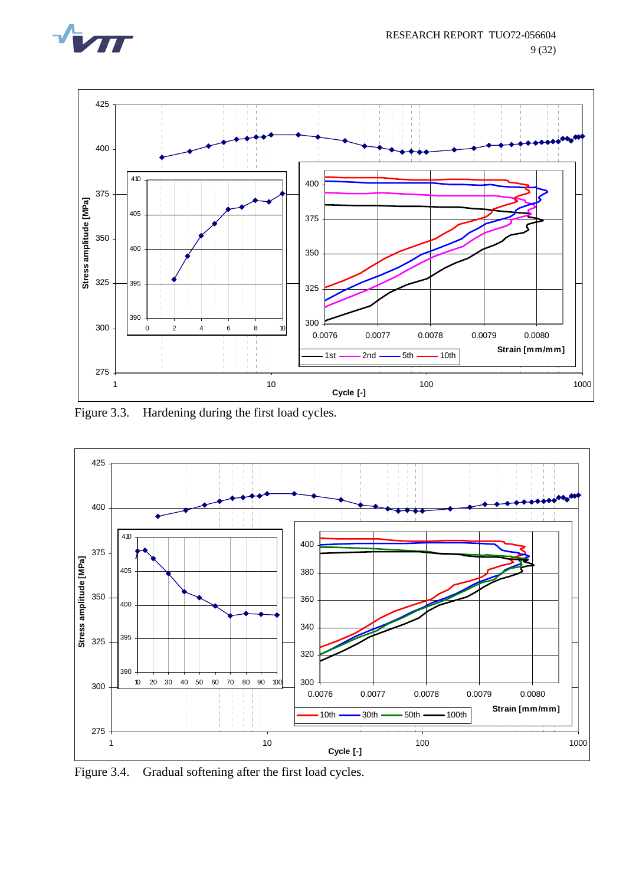Figure 3.3. Hardening during the first load cycles.

Figure 3.4. Gradual softening after the first load cycles.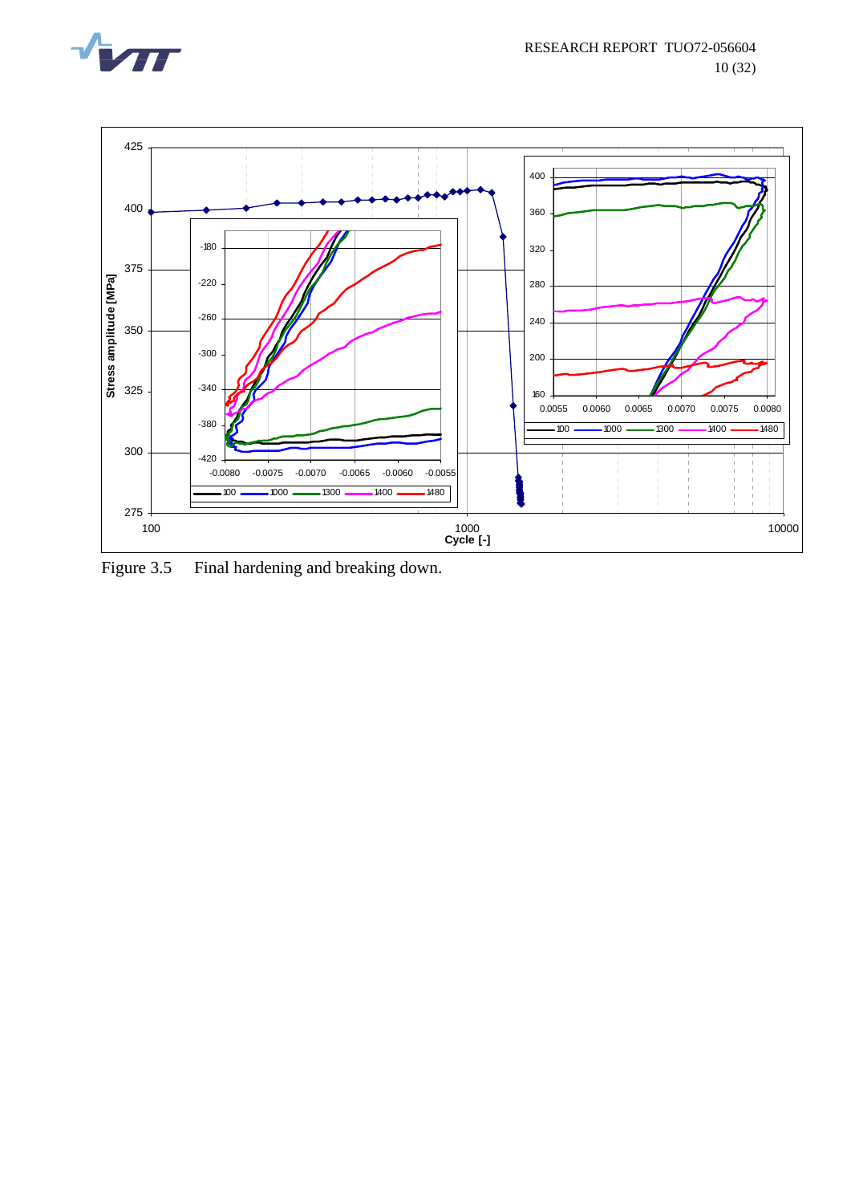Figure 3.5 Final hardening and breaking down.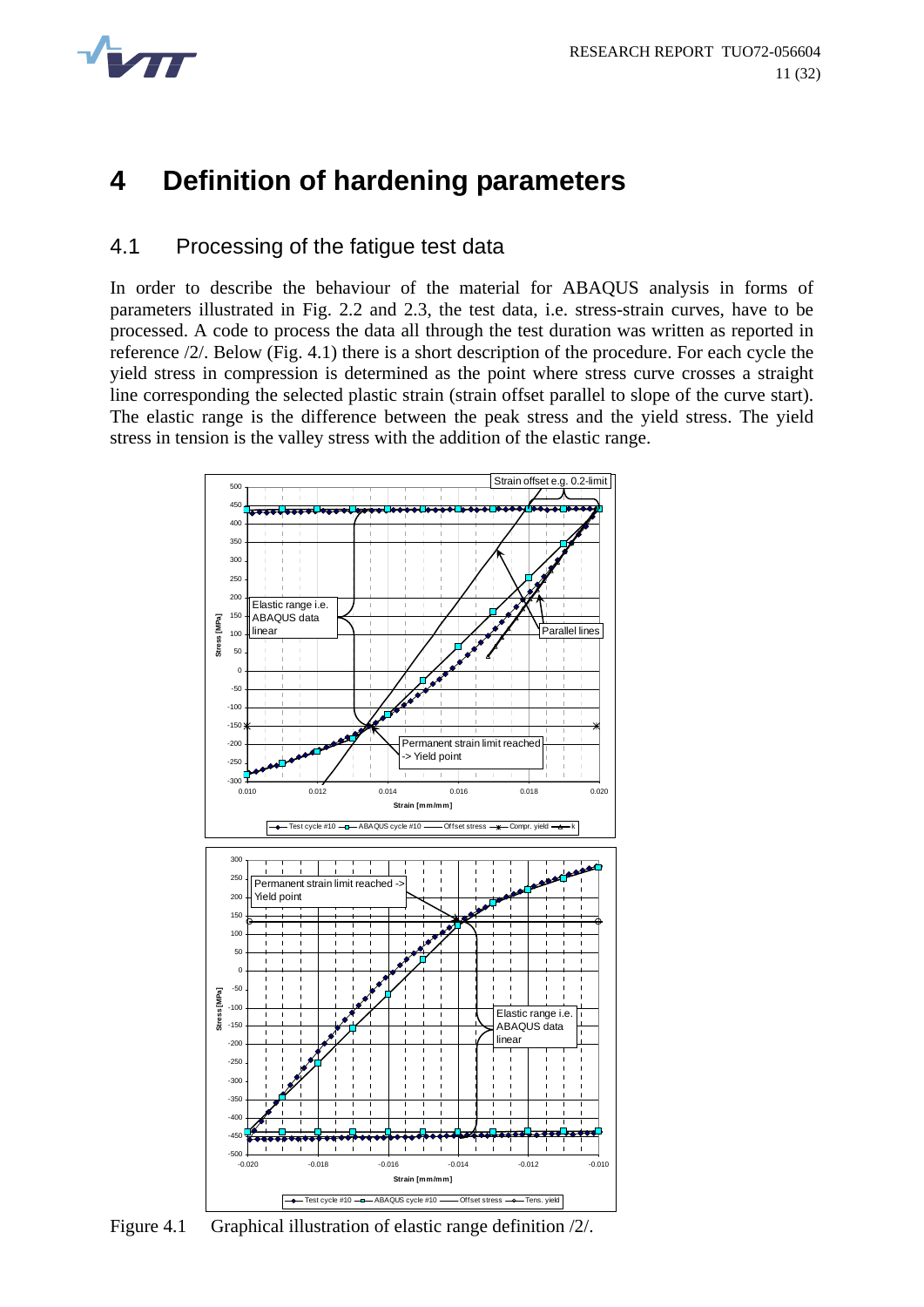# 4 Definition of hardening parameters

## 4.1 Processing of the fatigue test data

In order to describe the behaviour of the material for ABAQUS analysis in forms of parameters illustrated in Fig. 2.2 and 2.3, the test data, i.e. stress-strain curves, have to be processed. A code to process the data all through the test duration was written as reported in reference /2/. Below (Fig. 4.1) there is a short description of the procedure. For each cycle the yield stress in compression is determined as the point where stress curve crosses a straight line corresponding the selected plastic strain (strain offset parallel to slope of the curve start). The elastic range is the difference between the peak stress and the yield stress. The yield stress in tension is the valley stress with the addition of the elastic range.

Figure 4.1 Graphical illustration of elastic range definition /2/.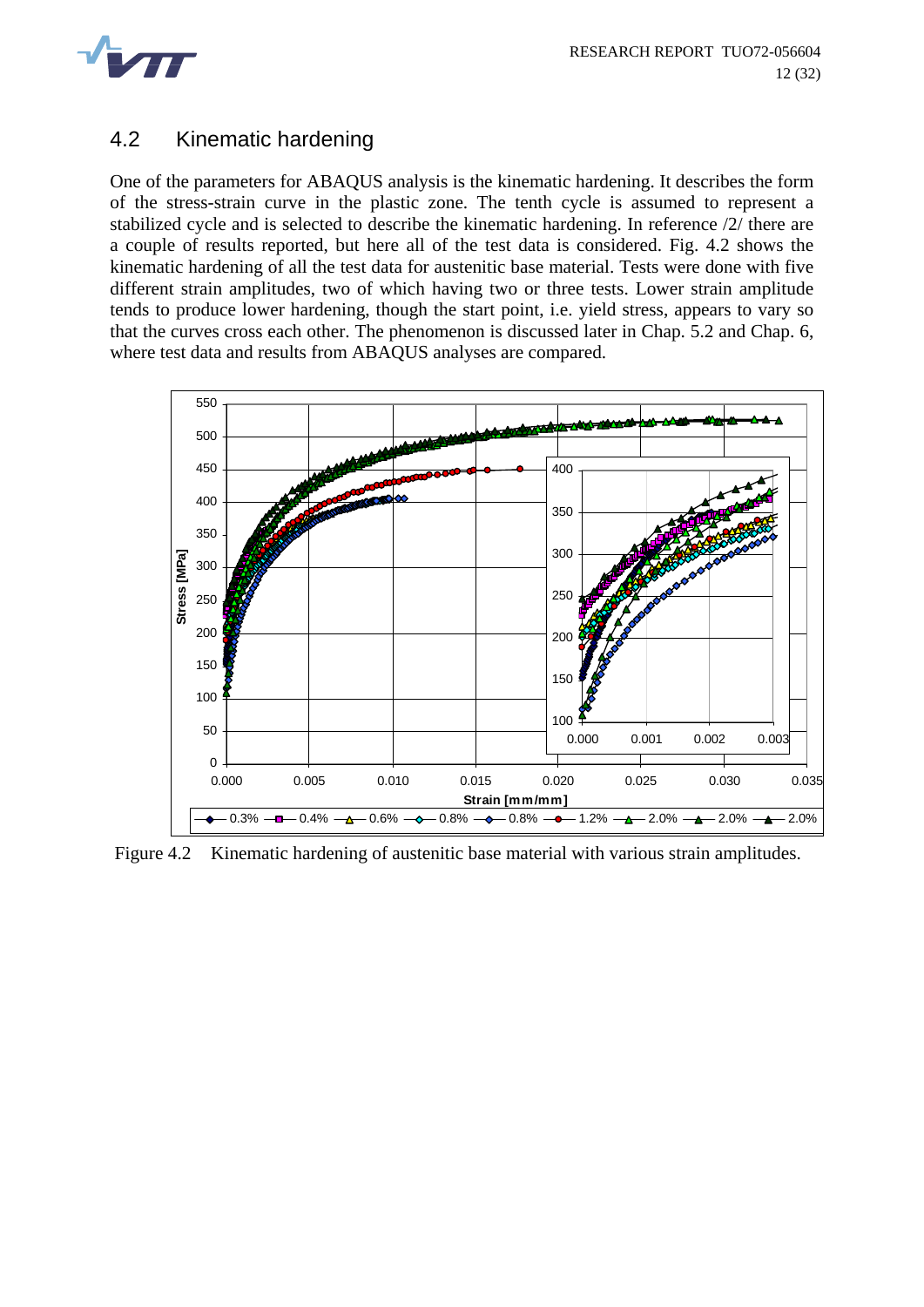## 4.2 Kinematic hardening

One of the parameters for ABAQUS analysis is the kinematic hardening. It describes the form of the stress-strain curve in the plastic zone. The tenth cycle is assumed to represent a stabilized cycle and is selected to describe the kinematic hardening. In reference /2/ there are a couple of results reported, but here all of the test data is considered. Fig. 4.2 shows the kinematic hardening of all the test data for austenitic base material. Tests were done with five different strain amplitudes, two of which having two or three tests. Lower strain amplitude tends to produce lower hardening, though the start point, i.e. yield stress, appears to vary so that the curves cross each other. The phenomenon is discussed later in Chap. 5.2 and Chap. 6, where test data and results from ABAQUS analyses are compared.

Figure 4.2 Kinematic hardening of austenitic base material with various strain amplitudes.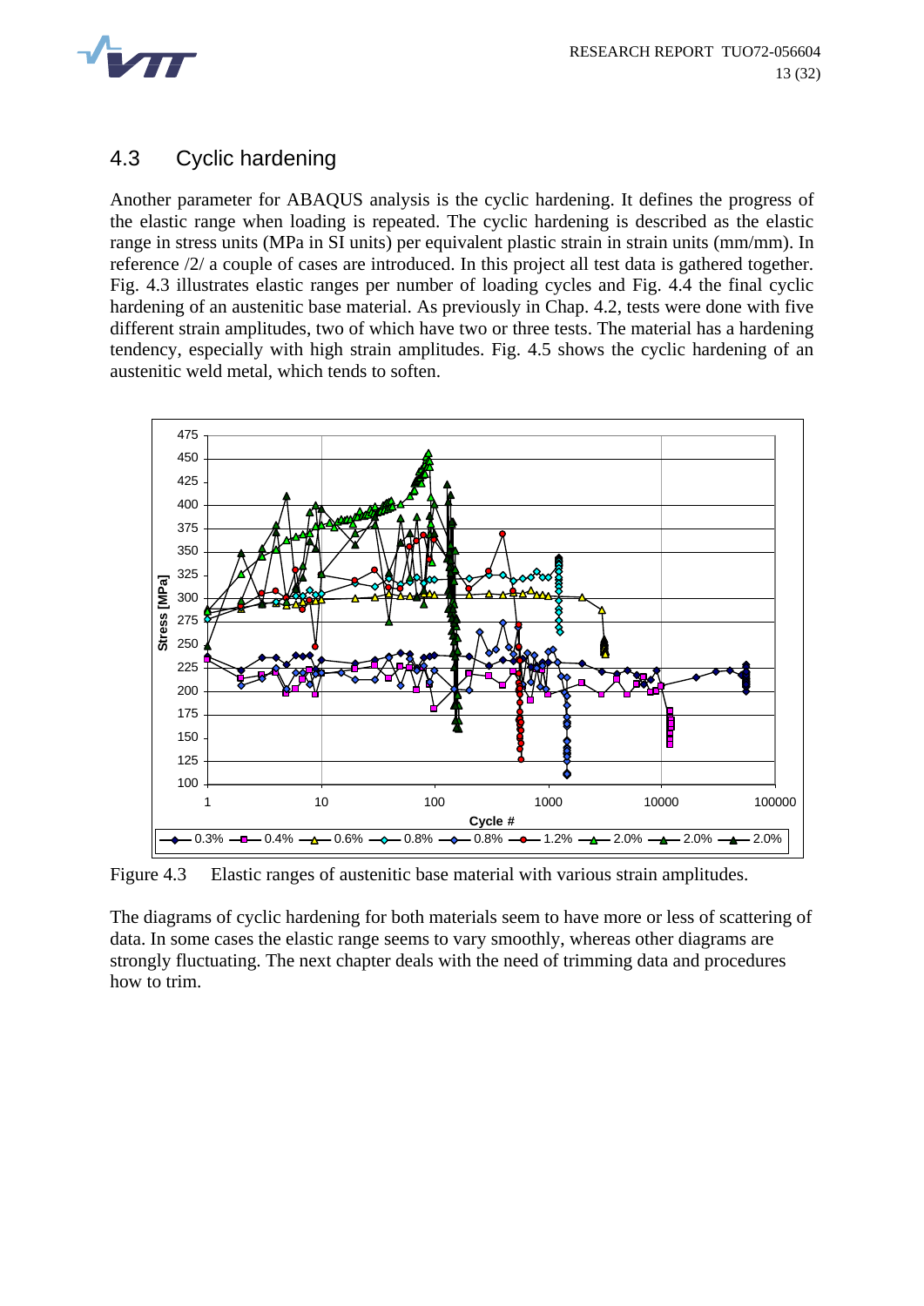## 4.3 Cyclic hardening

Another parameter for ABAQUS analysis is the cyclic hardening. It defines the progress of the elastic range when loading is repeated. The cyclic hardening is described as the elastic range in stress units (MPa in SI units) per equivalent plastic strain in strain units (mm/mm). In reference /2/ a couple of cases are introduced. In this project all test data is gathered together. Fig. 4.3 illustrates elastic ranges per number of loading cycles and Fig. 4.4 the final cyclic hardening of an austenitic base material. As previously in Chap. 4.2, tests were done with five different strain amplitudes, two of which have two or three tests. The material has a hardening tendency, especially with high strain amplitudes. Fig. 4.5 shows the cyclic hardening of an austenitic weld metal, which tends to soften.

Figure 4.3 Elastic ranges of austenitic base material with various strain amplitudes.

The diagrams of cyclic hardening for both materials seem to have more or less of scattering of data. In some cases the elastic range seems to vary smoothly, whereas other diagrams are strongly fluctuating. The next chapter deals with the need of trimming data and procedures how to trim.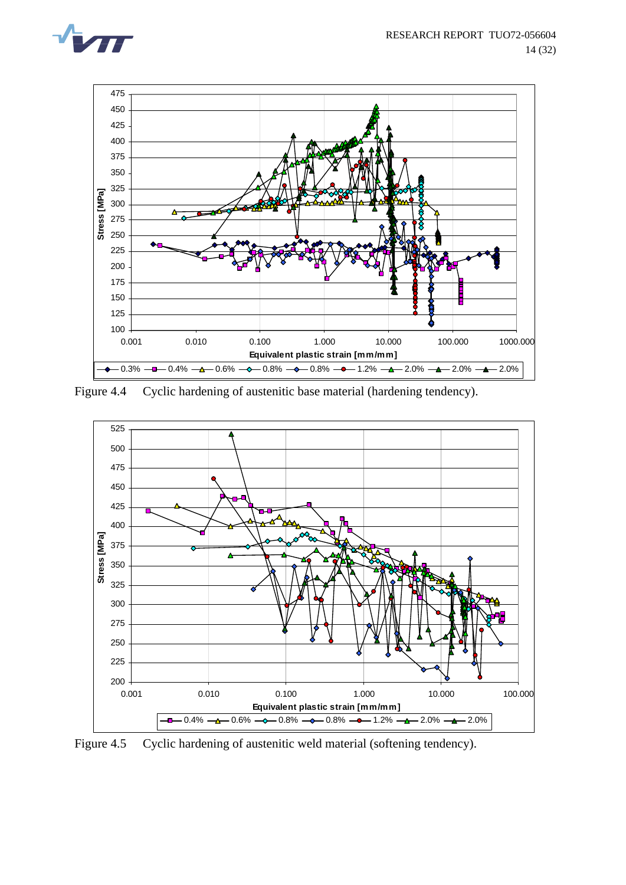Figure 4.4 Cyclic hardening of austenitic base material (hardening tendency).

Figure 4.5 Cyclic hardening of austenitic weld material (softening tendency).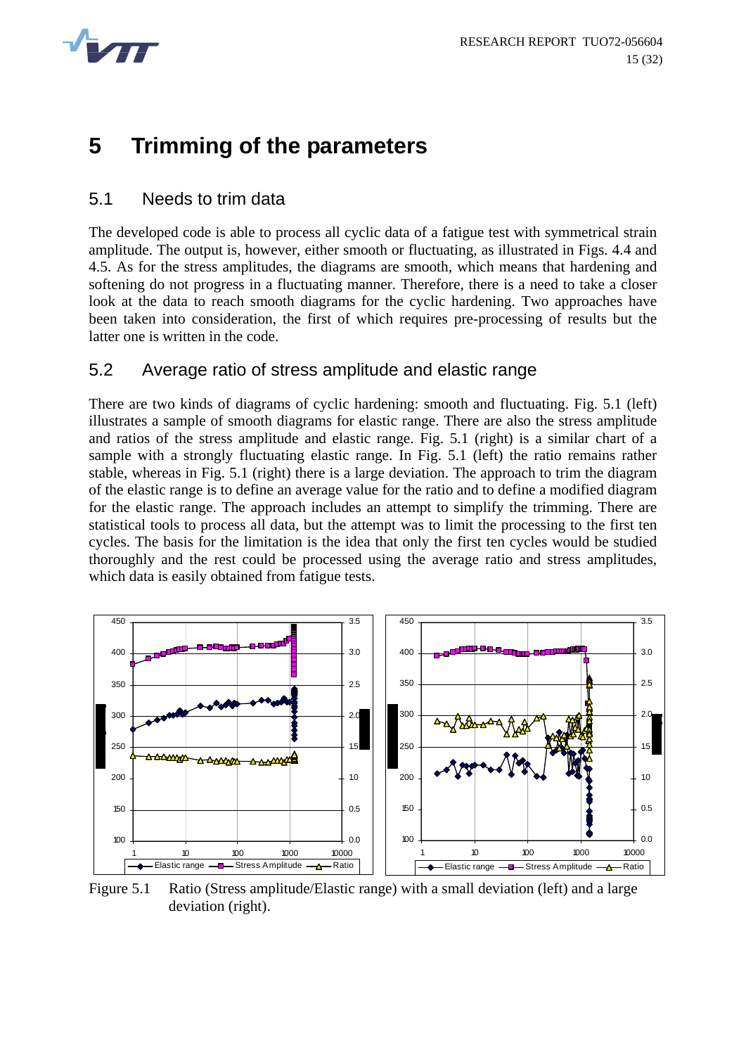# 5 Trimming of the parameters

## 5.1 Needs to trim data

The developed code is able to process all cyclic data of a fatigue test with symmetrical strain amplitude. The output is, however, either smooth or fluctuating, as illustrated in Figs. 4.4 and 4.5. As for the stress amplitudes, the diagrams are smooth, which means that hardening and softening do not progress in a fluctuating manner. Therefore, there is a need to take a closer look at the data to reach smooth diagrams for the cyclic hardening. Two approaches have been taken into consideration, the first of which requires pre-processing of results but the latter one is written in the code.

## 5.2 Average ratio of stress amplitude and elastic range

There are two kinds of diagrams of cyclic hardening: smooth and fluctuating. Fig. 5.1 (left) illustrates a sample of smooth diagrams for elastic range. There are also the stress amplitude and ratios of the stress amplitude and elastic range. Fig. 5.1 (right) is a similar chart of a sample with a strongly fluctuating elastic range. In Fig. 5.1 (left) the ratio remains rather stable, whereas in Fig. 5.1 (right) there is a large deviation. The approach to trim the diagram of the elastic range is to define an average value for the ratio and to define a modified diagram for the elastic range. The approach includes an attempt to simplify the trimming. There are statistical tools to process all data, but the attempt was to limit the processing to the first ten cycles. The basis for the limitation is the idea that only the first ten cycles would be studied thoroughly and the rest could be processed using the average ratio and stress amplitudes, which data is easily obtained from fatigue tests.

Figure 5.1 Ratio (Stress amplitude/Elastic range) with a small deviation (left) and a large deviation (right).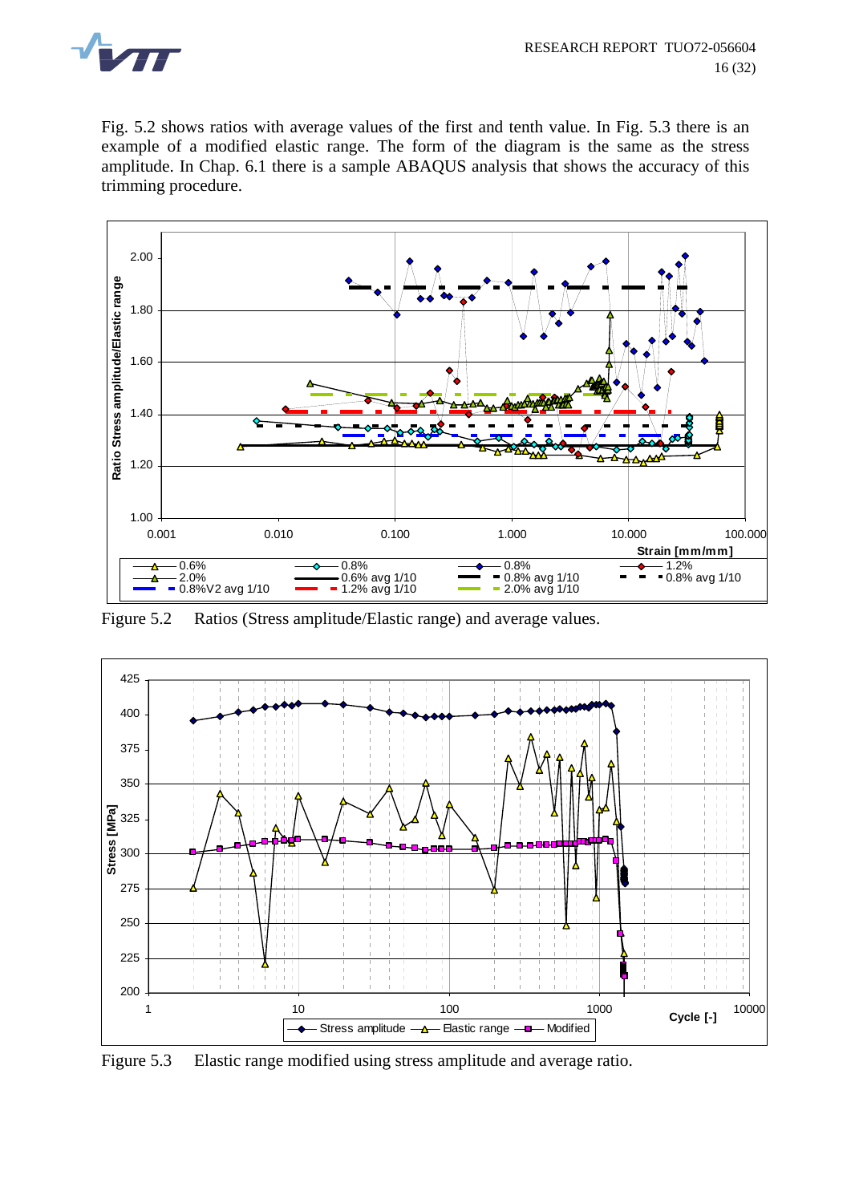Fig. 5.2 shows ratios with average values of the first and tenth value. In Fig. 5.3 there is an example of a modified elastic range. The form of the diagram is the same as the stress amplitude. In Chap. 6.1 there is a sample ABAQUS analysis that shows the accuracy of this trimming procedure.

Figure 5.2 Ratios (Stress amplitude/Elastic range) and average values.

Figure 5.3 Elastic range modified using stress amplitude and average ratio.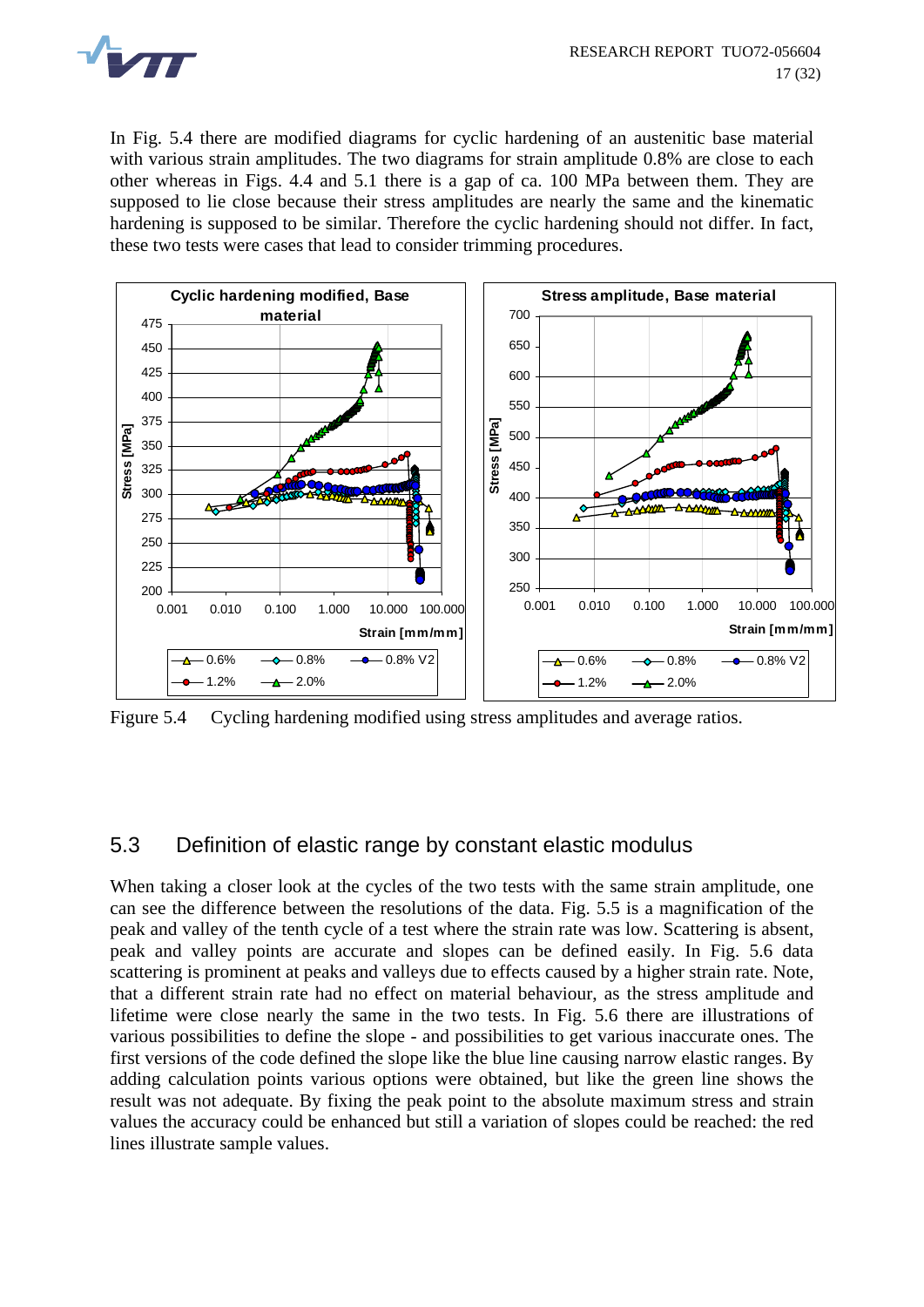In Fig. 5.4 there are modified diagrams for cyclic hardening of an austenitic base material with various strain amplitudes. The two diagrams for strain amplitude 0.8% are close to each other whereas in Figs. 4.4 and 5.1 there is a gap of ca. 100 MPa between them. They are supposed to lie close because their stress amplitudes are nearly the same and the kinematic hardening is supposed to be similar. Therefore the cyclic hardening should not differ. In fact, these two tests were cases that lead to consider trimming procedures.

Figure 5.4 Cycling hardening modified using stress amplitudes and average ratios.

## 5.3 Definition of elastic range by constant elastic modulus

When taking a closer look at the cycles of the two tests with the same strain amplitude, one can see the difference between the resolutions of the data. Fig. 5.5 is a magnification of the peak and valley of the tenth cycle of a test where the strain rate was low. Scattering is absent, peak and valley points are accurate and slopes can be defined easily. In Fig. 5.6 data scattering is prominent at peaks and valleys due to effects caused by a higher strain rate. Note, that a different strain rate had no effect on material behaviour, as the stress amplitude and lifetime were close nearly the same in the two tests. In Fig. 5.6 there are illustrations of various possibilities to define the slope - and possibilities to get various inaccurate ones. The first versions of the code defined the slope like the blue line causing narrow elastic ranges. By adding calculation points various options were obtained, but like the green line shows the result was not adequate. By fixing the peak point to the absolute maximum stress and strain values the accuracy could be enhanced but still a variation of slopes could be reached: the red lines illustrate sample values.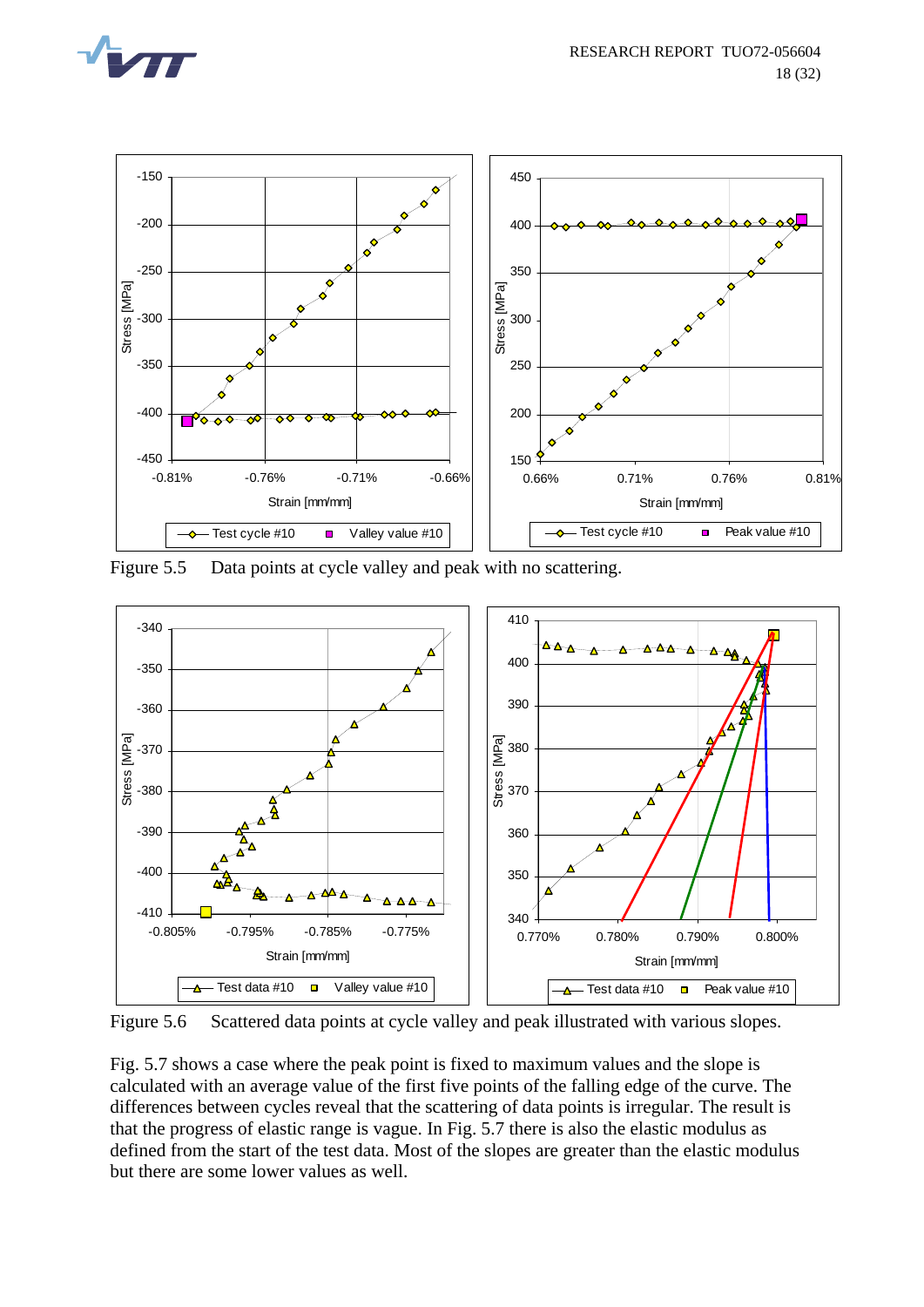Figure 5.5 Data points at cycle valley and peak with no scattering.

Figure 5.6 Scattered data points at cycle valley and peak illustrated with various slopes.

Fig. 5.7 shows a case where the peak point is fixed to maximum values and the slope is calculated with an average value of the first five points of the falling edge of the curve. The differences between cycles reveal that the scattering of data points is irregular. The result is that the progress of elastic range is vague. In Fig. 5.7 there is also the elastic modulus as defined from the start of the test data. Most of the slopes are greater than the elastic modulus but there are some lower values as well.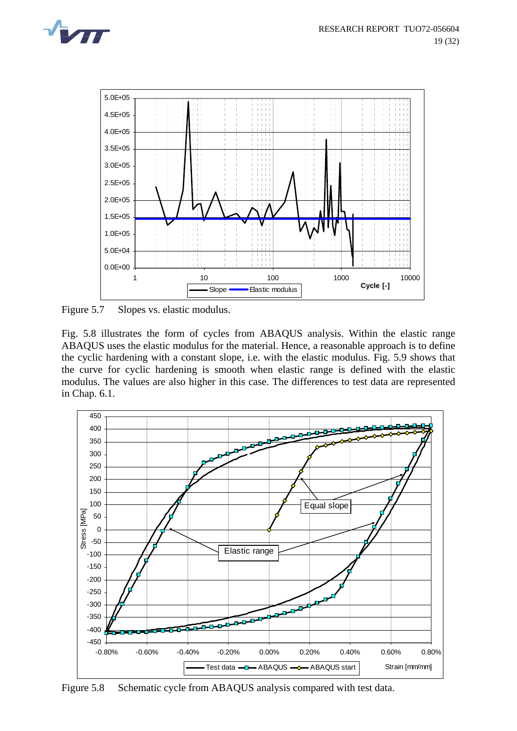Figure 5.7 Slopes vs. elastic modulus.

Fig. 5.8 illustrates the form of cycles from ABAQUS analysis. Within the elastic range ABAQUS uses the elastic modulus for the material. Hence, a reasonable approach is to define the cyclic hardening with a constant slope, i.e. with the elastic modulus. Fig. 5.9 shows that the curve for cyclic hardening is smooth when elastic range is defined with the elastic modulus. The values are also higher in this case. The differences to test data are represented in Chap. 6.1.

Figure 5.8 Schematic cycle from ABAQUS analysis compared with test data.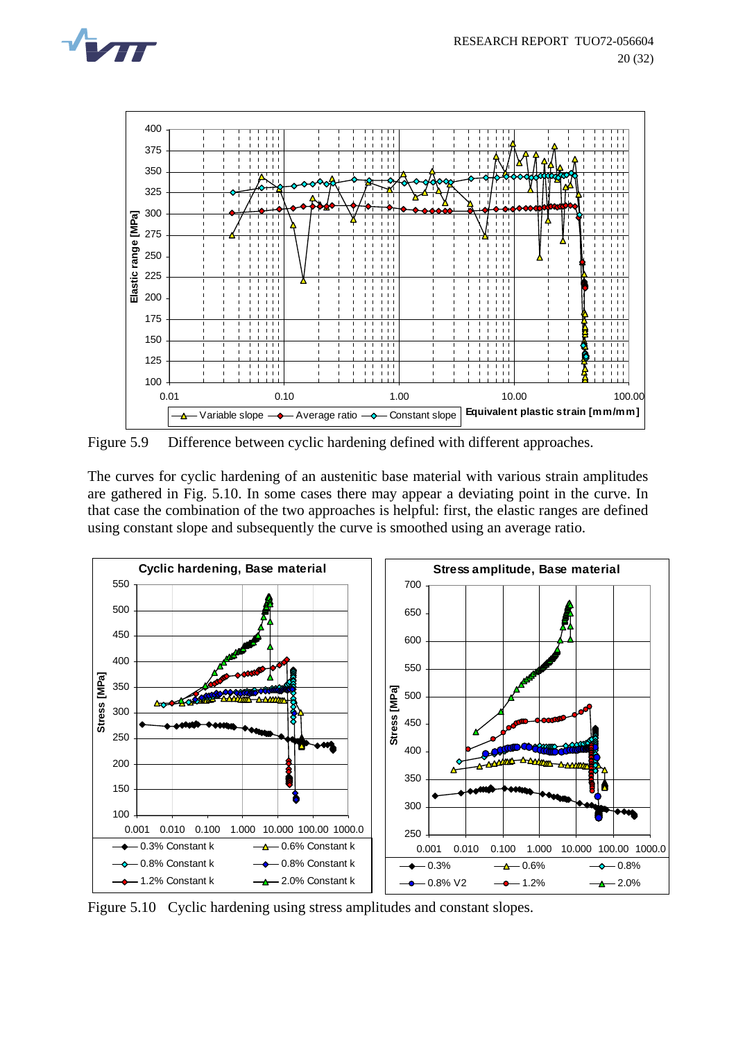Figure 5.9 Difference between cyclic hardening defined with different approaches.

The curves for cyclic hardening of an austenitic base material with various strain amplitudes are gathered in Fig. 5.10. In some cases there may appear a deviating point in the curve. In that case the combination of the two approaches is helpful: first, the elastic ranges are defined using constant slope and subsequently the curve is smoothed using an average ratio.

Figure 5.10 Cyclic hardening using stress amplitudes and constant slopes.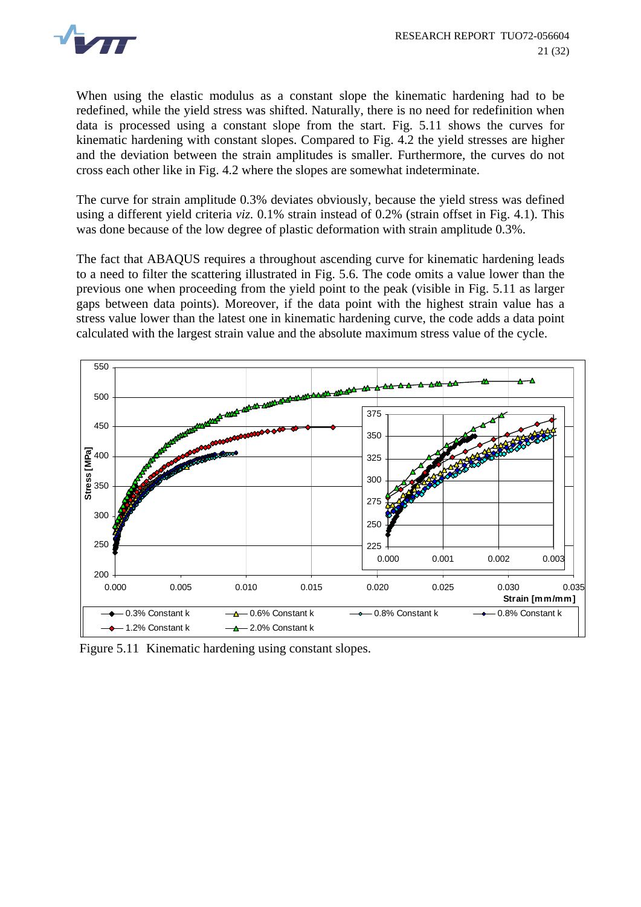When using the elastic modulus as a constant slope the kinematic hardening had to be redefined, while the yield stress was shifted. Naturally, there is no need for redefinition when data is processed using a constant slope from the start. Fig. 5.11 shows the curves for kinematic hardening with constant slopes. Compared to Fig. 4.2 the yield stresses are higher and the deviation between the strain amplitudes is smaller. Furthermore, the curves do not cross each other like in Fig. 4.2 where the slopes are somewhat indeterminate.

The curve for strain amplitude 0.3% deviates obviously, because the yield stress was defined using a different yield criteria *viz.* 0.1% strain instead of 0.2% (strain offset in Fig. 4.1). This was done because of the low degree of plastic deformation with strain amplitude 0.3%.

The fact that ABAQUS requires a throughout ascending curve for kinematic hardening leads to a need to filter the scattering illustrated in Fig. 5.6. The code omits a value lower than the previous one when proceeding from the yield point to the peak (visible in Fig. 5.11 as larger gaps between data points). Moreover, if the data point with the highest strain value has a stress value lower than the latest one in kinematic hardening curve, the code adds a data point calculated with the largest strain value and the absolute maximum stress value of the cycle.

Figure 5.11 Kinematic hardening using constant slopes.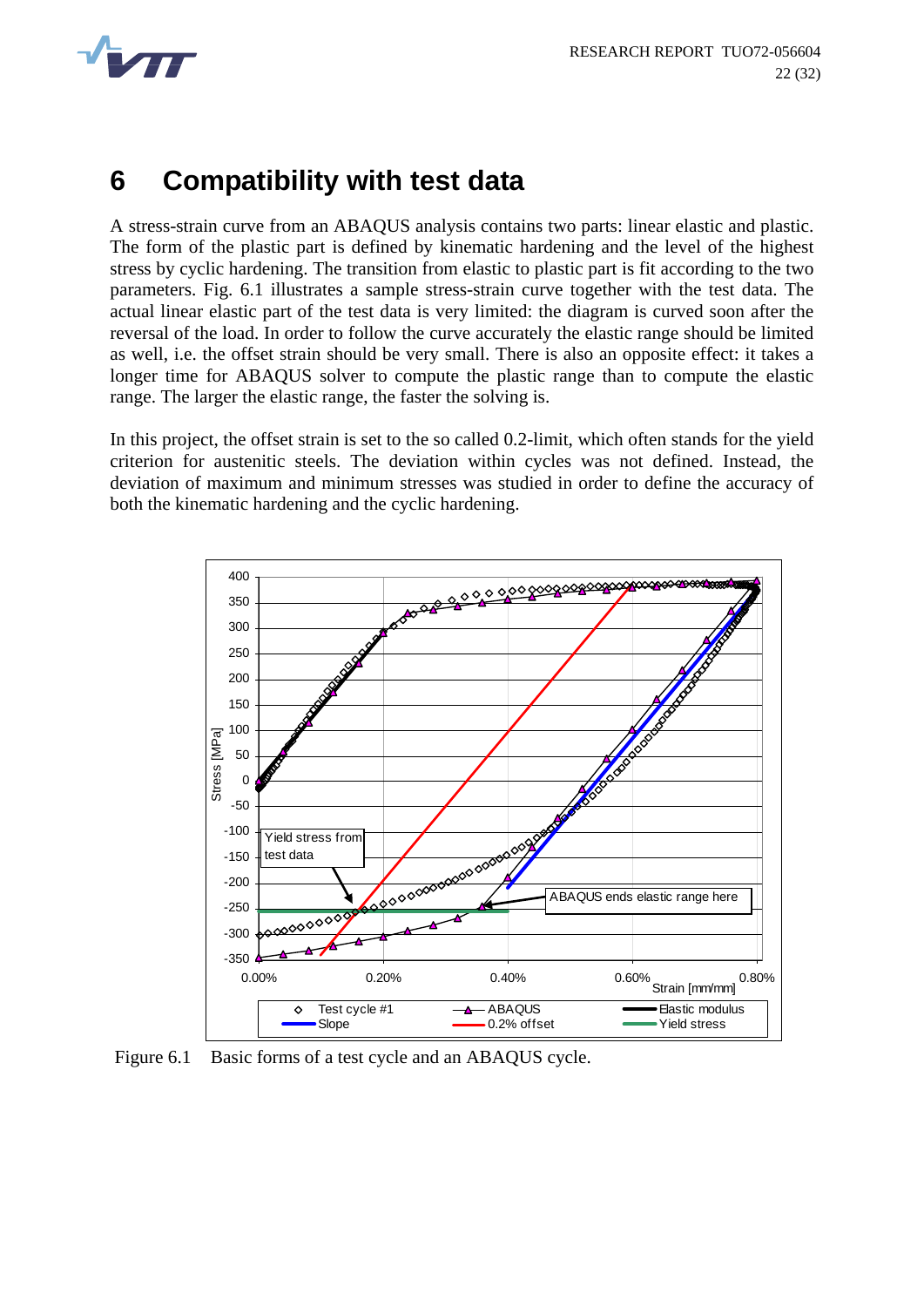# 6 Compatibility with test data

A stress-strain curve from an ABAQUS analysis contains two parts: linear elastic and plastic. The form of the plastic part is defined by kinematic hardening and the level of the highest stress by cyclic hardening. The transition from elastic to plastic part is fit according to the two parameters. Fig. 6.1 illustrates a sample stress-strain curve together with the test data. The actual linear elastic part of the test data is very limited: the diagram is curved soon after the reversal of the load. In order to follow the curve accurately the elastic range should be limited as well, i.e. the offset strain should be very small. There is also an opposite effect: it takes a longer time for ABAQUS solver to compute the plastic range than to compute the elastic range. The larger the elastic range, the faster the solving is.

In this project, the offset strain is set to the so called 0.2-limit, which often stands for the yield criterion for austenitic steels. The deviation within cycles was not defined. Instead, the deviation of maximum and minimum stresses was studied in order to define the accuracy of both the kinematic hardening and the cyclic hardening.

Figure 6.1 Basic forms of a test cycle and an ABAQUS cycle.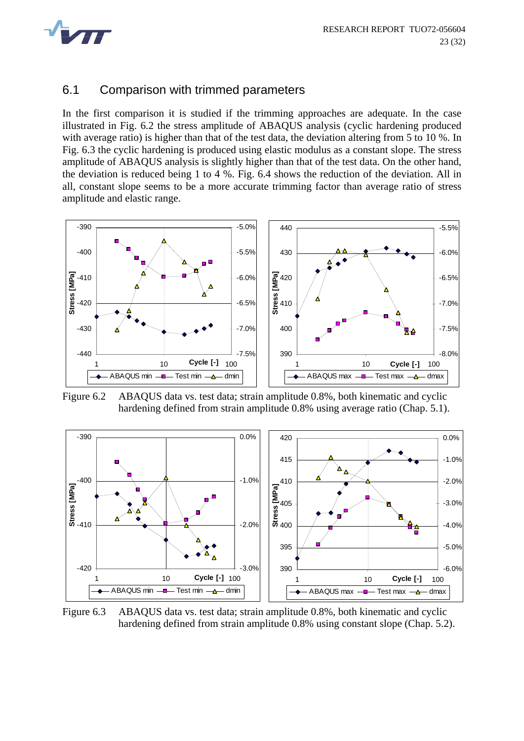## 6.1 Comparison with trimmed parameters

In the first comparison it is studied if the trimming approaches are adequate. In the case illustrated in Fig. 6.2 the stress amplitude of ABAQUS analysis (cyclic hardening produced with average ratio) is higher than that of the test data, the deviation altering from 5 to 10 %. In Fig. 6.3 the cyclic hardening is produced using elastic modulus as a constant slope. The stress amplitude of ABAQUS analysis is slightly higher than that of the test data. On the other hand, the deviation is reduced being 1 to 4 %. Fig. 6.4 shows the reduction of the deviation. All in all, constant slope seems to be a more accurate trimming factor than average ratio of stress amplitude and elastic range.

Figure 6.2 ABAQUS data vs. test data; strain amplitude 0.8%, both kinematic and cyclic hardening defined from strain amplitude 0.8% using average ratio (Chap. 5.1).

Figure 6.3 ABAQUS data vs. test data; strain amplitude 0.8%, both kinematic and cyclic hardening defined from strain amplitude 0.8% using constant slope (Chap. 5.2).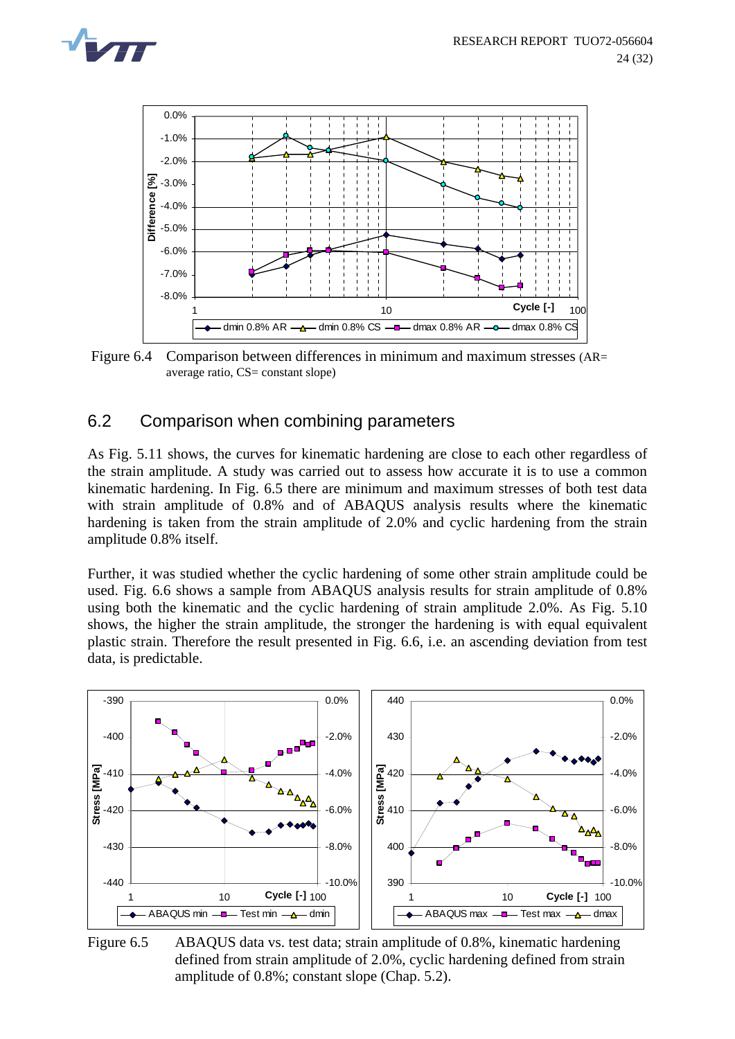Figure 6.4 Comparison between differences in minimum and maximum stresses (AR= average ratio, CS= constant slope)

## 6.2 Comparison when combining parameters

As Fig. 5.11 shows, the curves for kinematic hardening are close to each other regardless of the strain amplitude. A study was carried out to assess how accurate it is to use a common kinematic hardening. In Fig. 6.5 there are minimum and maximum stresses of both test data with strain amplitude of 0.8% and of ABAQUS analysis results where the kinematic hardening is taken from the strain amplitude of 2.0% and cyclic hardening from the strain amplitude 0.8% itself.

Further, it was studied whether the cyclic hardening of some other strain amplitude could be used. Fig. 6.6 shows a sample from ABAQUS analysis results for strain amplitude of 0.8% using both the kinematic and the cyclic hardening of strain amplitude 2.0%. As Fig. 5.10 shows, the higher the strain amplitude, the stronger the hardening is with equal equivalent plastic strain. Therefore the result presented in Fig. 6.6, i.e. an ascending deviation from test data, is predictable.

Figure 6.5 ABAQUS data vs. test data; strain amplitude of 0.8%, kinematic hardening defined from strain amplitude of 2.0%, cyclic hardening defined from strain amplitude of 0.8%; constant slope (Chap. 5.2).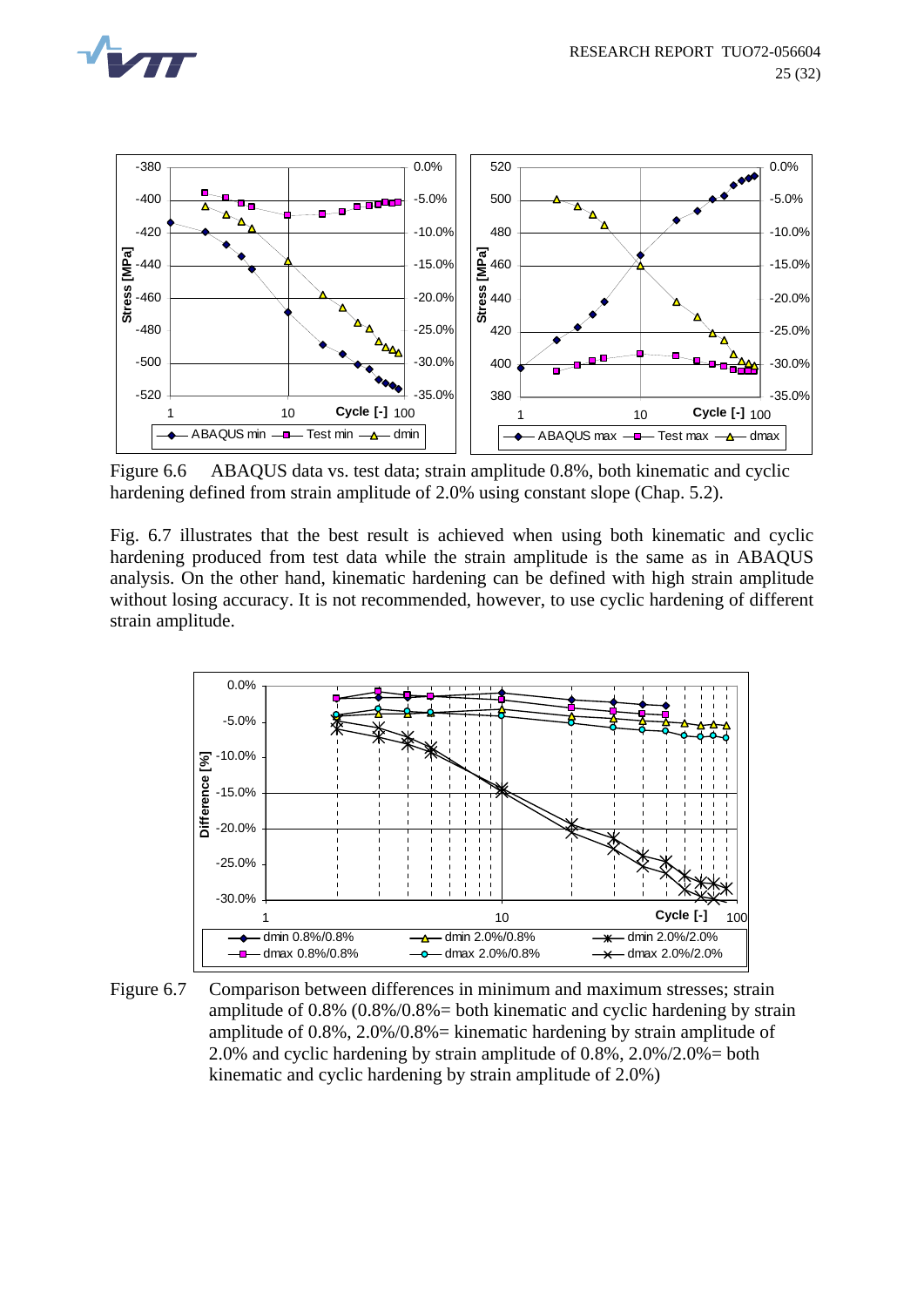Figure 6.6 ABAQUS data vs. test data; strain amplitude 0.8%, both kinematic and cyclic hardening defined from strain amplitude of 2.0% using constant slope (Chap. 5.2).

Fig. 6.7 illustrates that the best result is achieved when using both kinematic and cyclic hardening produced from test data while the strain amplitude is the same as in ABAQUS analysis. On the other hand, kinematic hardening can be defined with high strain amplitude without losing accuracy. It is not recommended, however, to use cyclic hardening of different strain amplitude.

Figure 6.7 Comparison between differences in minimum and maximum stresses; strain amplitude of 0.8% (0.8%/0.8%= both kinematic and cyclic hardening by strain amplitude of 0.8%, 2.0%/0.8%= kinematic hardening by strain amplitude of 2.0% and cyclic hardening by strain amplitude of 0.8%, 2.0%/2.0%= both kinematic and cyclic hardening by strain amplitude of 2.0%)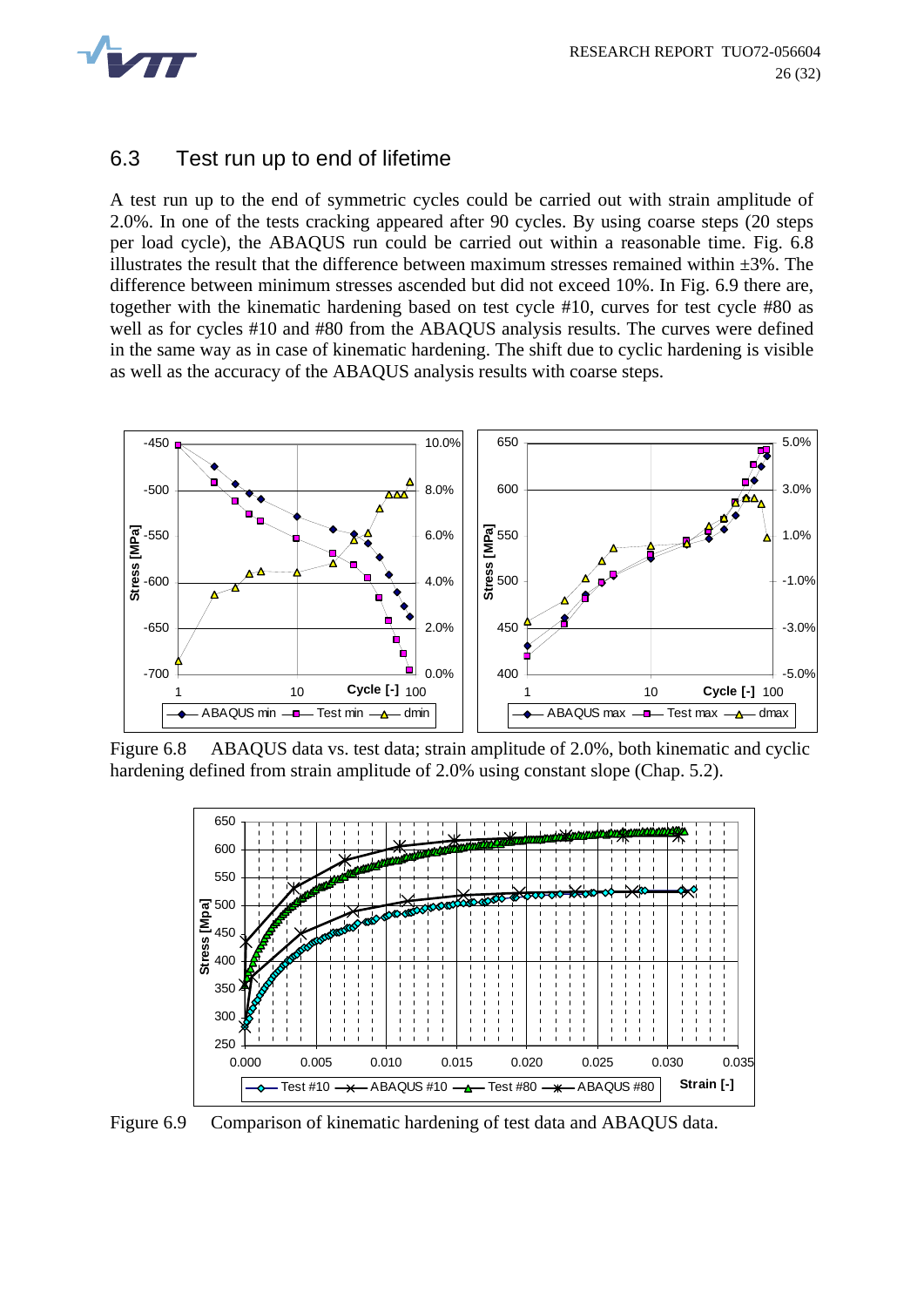## 6.3 Test run up to end of lifetime

A test run up to the end of symmetric cycles could be carried out with strain amplitude of 2.0%. In one of the tests cracking appeared after 90 cycles. By using coarse steps (20 steps per load cycle), the ABAQUS run could be carried out within a reasonable time. Fig. 6.8 illustrates the result that the difference between maximum stresses remained within ±3%. The difference between minimum stresses ascended but did not exceed 10%. In Fig. 6.9 there are, together with the kinematic hardening based on test cycle #10, curves for test cycle #80 as well as for cycles #10 and #80 from the ABAQUS analysis results. The curves were defined in the same way as in case of kinematic hardening. The shift due to cyclic hardening is visible as well as the accuracy of the ABAQUS analysis results with coarse steps.

Figure 6.8 ABAQUS data vs. test data; strain amplitude of 2.0%, both kinematic and cyclic hardening defined from strain amplitude of 2.0% using constant slope (Chap. 5.2).

Figure 6.9 Comparison of kinematic hardening of test data and ABAQUS data.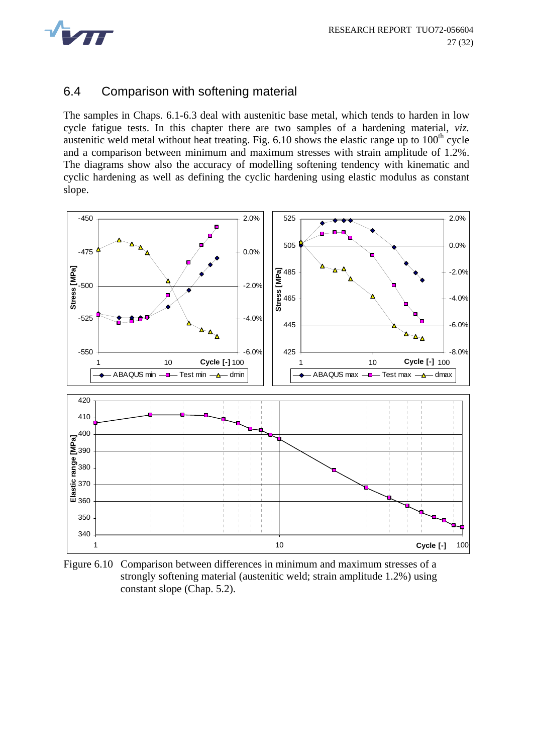## 6.4 Comparison with softening material

The samples in Chaps. 6.1-6.3 deal with austenitic base metal, which tends to harden in low cycle fatigue tests. In this chapter there are two samples of a hardening material, *viz.* austenitic weld metal without heat treating. Fig. 6.10 shows the elastic range up to 100[th] cycle and a comparison between minimum and maximum stresses with strain amplitude of 1.2%. The diagrams show also the accuracy of modelling softening tendency with kinematic and cyclic hardening as well as defining the cyclic hardening using elastic modulus as constant slope.

Figure 6.10 Comparison between differences in minimum and maximum stresses of a strongly softening material (austenitic weld; strain amplitude 1.2%) using constant slope (Chap. 5.2).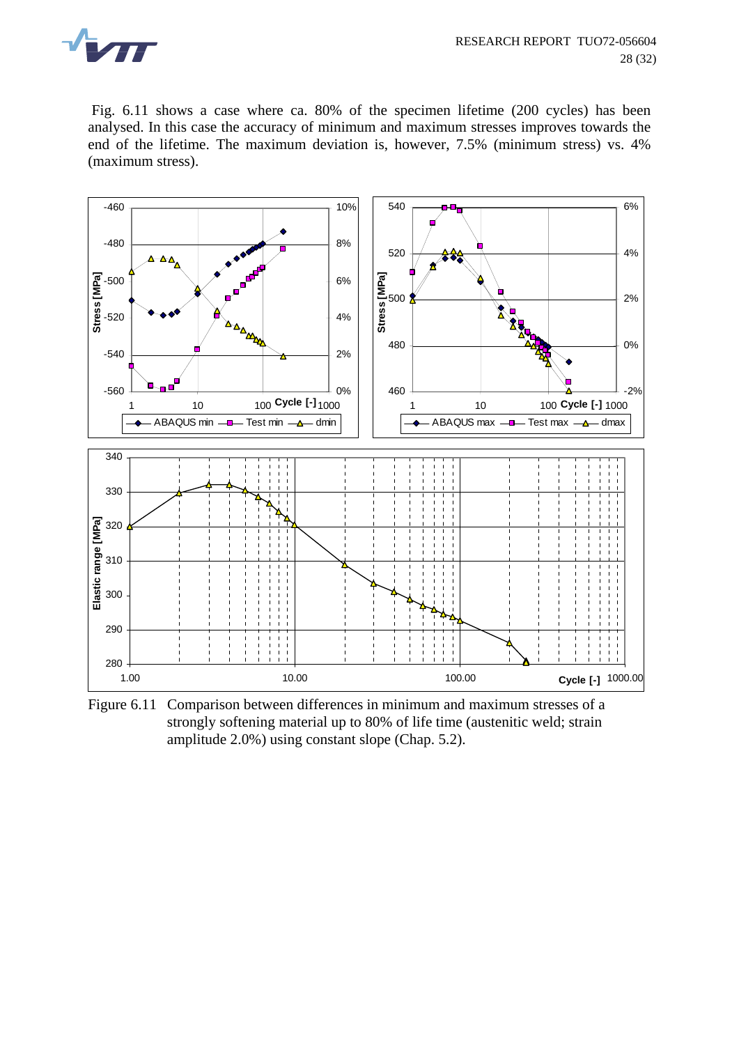Fig. 6.11 shows a case where ca. 80% of the specimen lifetime (200 cycles) has been analysed. In this case the accuracy of minimum and maximum stresses improves towards the end of the lifetime. The maximum deviation is, however, 7.5% (minimum stress) vs. 4% (maximum stress).

Figure 6.11 Comparison between differences in minimum and maximum stresses of a strongly softening material up to 80% of life time (austenitic weld; strain amplitude 2.0%) using constant slope (Chap. 5.2).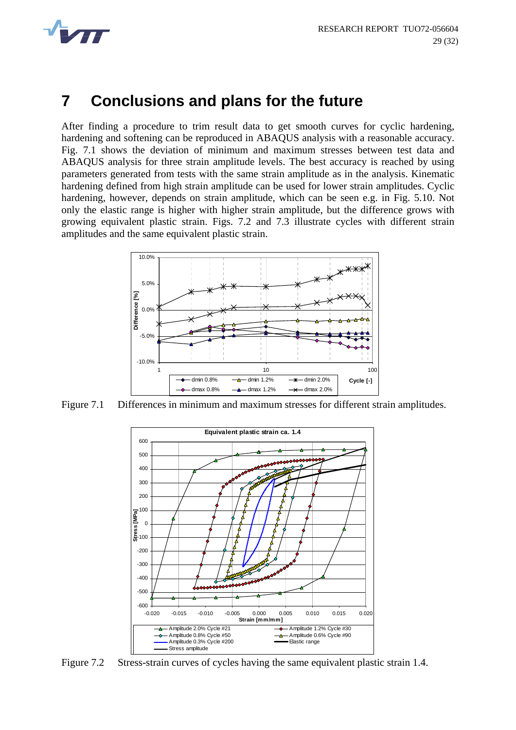# 7 Conclusions and plans for the future

After finding a procedure to trim result data to get smooth curves for cyclic hardening, hardening and softening can be reproduced in ABAQUS analysis with a reasonable accuracy. Fig. 7.1 shows the deviation of minimum and maximum stresses between test data and ABAQUS analysis for three strain amplitude levels. The best accuracy is reached by using parameters generated from tests with the same strain amplitude as in the analysis. Kinematic hardening defined from high strain amplitude can be used for lower strain amplitudes. Cyclic hardening, however, depends on strain amplitude, which can be seen e.g. in Fig. 5.10. Not only the elastic range is higher with higher strain amplitude, but the difference grows with growing equivalent plastic strain. Figs. 7.2 and 7.3 illustrate cycles with different strain amplitudes and the same equivalent plastic strain.

Figure 7.1 Differences in minimum and maximum stresses for different strain amplitudes.

Figure 7.2 Stress-strain curves of cycles having the same equivalent plastic strain 1.4.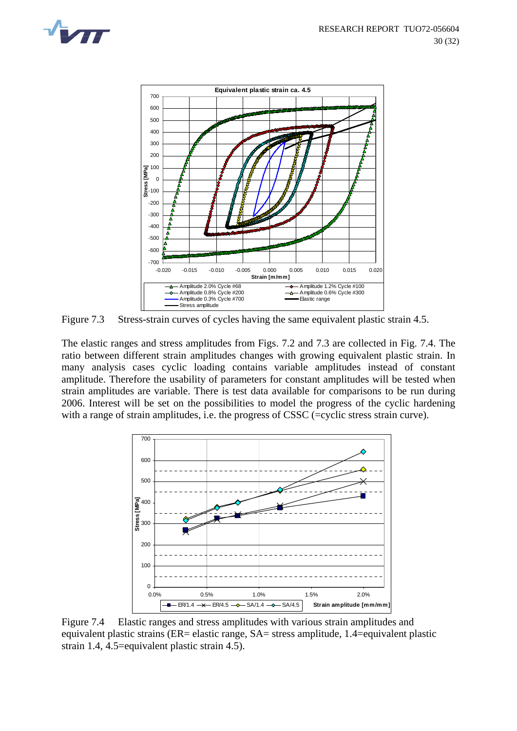Figure 7.3  Stress-strain curves of cycles having the same equivalent plastic strain 4.5.

The elastic ranges and stress amplitudes from Figs. 7.2 and 7.3 are collected in Fig. 7.4. The ratio between different strain amplitudes changes with growing equivalent plastic strain. In many analysis cases cyclic loading contains variable amplitudes instead of constant amplitude. Therefore the usability of parameters for constant amplitudes will be tested when strain amplitudes are variable. There is test data available for comparisons to be run during 2006. Interest will be set on the possibilities to model the progress of the cyclic hardening with a range of strain amplitudes, i.e. the progress of CSSC (=cyclic stress strain curve).

Figure 7.4  Elastic ranges and stress amplitudes with various strain amplitudes and equivalent plastic strains (ER= elastic range, SA= stress amplitude, 1.4=equivalent plastic strain 1.4, 4.5=equivalent plastic strain 4.5).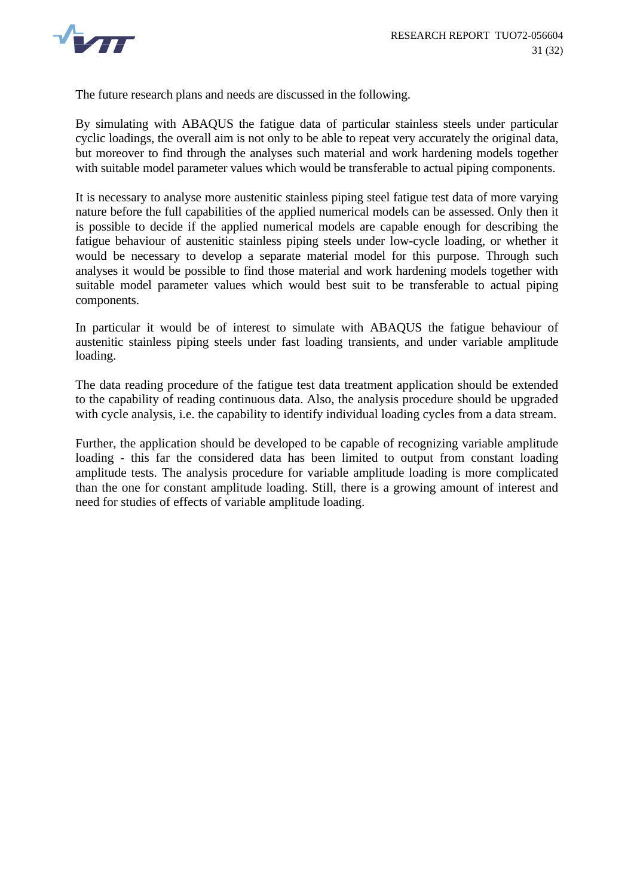The future research plans and needs are discussed in the following.

By simulating with ABAQUS the fatigue data of particular stainless steels under particular cyclic loadings, the overall aim is not only to be able to repeat very accurately the original data, but moreover to find through the analyses such material and work hardening models together with suitable model parameter values which would be transferable to actual piping components.

It is necessary to analyse more austenitic stainless piping steel fatigue test data of more varying nature before the full capabilities of the applied numerical models can be assessed. Only then it is possible to decide if the applied numerical models are capable enough for describing the fatigue behaviour of austenitic stainless piping steels under low-cycle loading, or whether it would be necessary to develop a separate material model for this purpose. Through such analyses it would be possible to find those material and work hardening models together with suitable model parameter values which would best suit to be transferable to actual piping components.

In particular it would be of interest to simulate with ABAQUS the fatigue behaviour of austenitic stainless piping steels under fast loading transients, and under variable amplitude loading.

The data reading procedure of the fatigue test data treatment application should be extended to the capability of reading continuous data. Also, the analysis procedure should be upgraded with cycle analysis, i.e. the capability to identify individual loading cycles from a data stream.

Further, the application should be developed to be capable of recognizing variable amplitude loading - this far the considered data has been limited to output from constant loading amplitude tests. The analysis procedure for variable amplitude loading is more complicated than the one for constant amplitude loading. Still, there is a growing amount of interest and need for studies of effects of variable amplitude loading.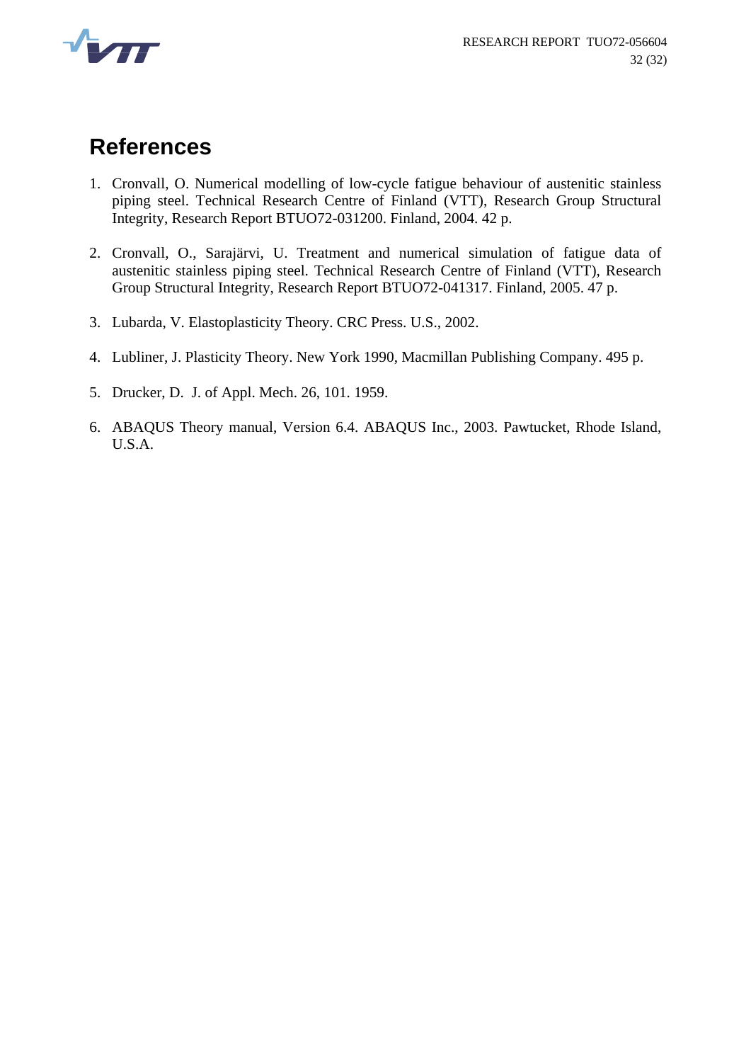# References

1. Cronvall, O. Numerical modelling of low-cycle fatigue behaviour of austenitic stainless piping steel. Technical Research Centre of Finland (VTT), Research Group Structural Integrity, Research Report BTUO72-031200. Finland, 2004. 42 p.

2. Cronvall, O., Sarajärvi, U. Treatment and numerical simulation of fatigue data of austenitic stainless piping steel. Technical Research Centre of Finland (VTT), Research Group Structural Integrity, Research Report BTUO72-041317. Finland, 2005. 47 p.

3. Lubarda, V. Elastoplasticity Theory. CRC Press. U.S., 2002.

4. Lubliner, J. Plasticity Theory. New York 1990, Macmillan Publishing Company. 495 p.

5. Drucker, D. J. of Appl. Mech. 26, 101. 1959.

6. ABAQUS Theory manual, Version 6.4. ABAQUS Inc., 2003. Pawtucket, Rhode Island, U.S.A.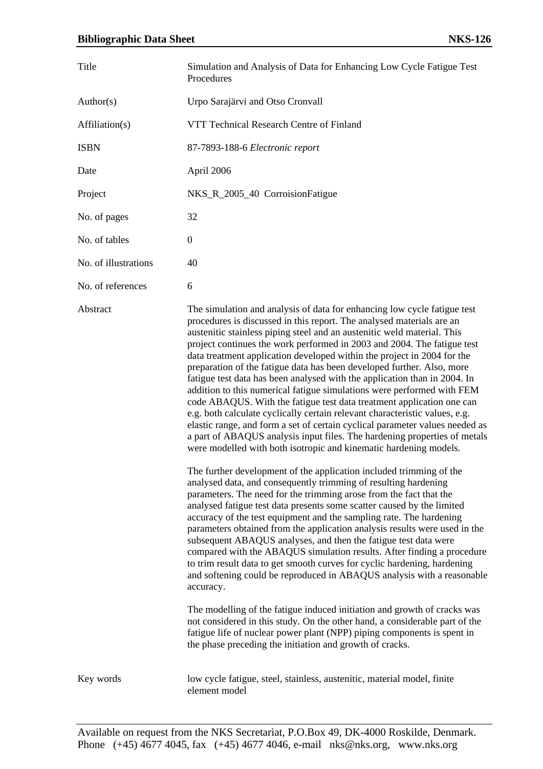**Bibliographic Data Sheet** **NKS-126**

| | |
|---|---|
| Title | Simulation and Analysis of Data for Enhancing Low Cycle Fatigue Test Procedures |
| Author(s) | Urpo Sarajärvi and Otso Cronvall |
| Affiliation(s) | VTT Technical Research Centre of Finland |
| ISBN | 87-7893-188-6 *Electronic report* |
| Date | April 2006 |
| Project | NKS_R_2005_40 CorroisionFatigue |
| No. of pages | 32 |
| No. of tables | 0 |
| No. of illustrations | 40 |
| No. of references | 6 |

Abstract

The simulation and analysis of data for enhancing low cycle fatigue test procedures is discussed in this report. The analysed materials are an austenitic stainless piping steel and an austenitic weld material. This project continues the work performed in 2003 and 2004. The fatigue test data treatment application developed within the project in 2004 for the preparation of the fatigue data has been developed further. Also, more fatigue test data has been analysed with the application than in 2004. In addition to this numerical fatigue simulations were performed with FEM code ABAQUS. With the fatigue test data treatment application one can e.g. both calculate cyclically certain relevant characteristic values, e.g. elastic range, and form a set of certain cyclical parameter values needed as a part of ABAQUS analysis input files. The hardening properties of metals were modelled with both isotropic and kinematic hardening models.

The further development of the application included trimming of the analysed data, and consequently trimming of resulting hardening parameters. The need for the trimming arose from the fact that the analysed fatigue test data presents some scatter caused by the limited accuracy of the test equipment and the sampling rate. The hardening parameters obtained from the application analysis results were used in the subsequent ABAQUS analyses, and then the fatigue test data were compared with the ABAQUS simulation results. After finding a procedure to trim result data to get smooth curves for cyclic hardening, hardening and softening could be reproduced in ABAQUS analysis with a reasonable accuracy.

The modelling of the fatigue induced initiation and growth of cracks was not considered in this study. On the other hand, a considerable part of the fatigue life of nuclear power plant (NPP) piping components is spent in the phase preceding the initiation and growth of cracks.

Key words: low cycle fatigue, steel, stainless, austenitic, material model, finite element model

Available on request from the NKS Secretariat, P.O.Box 49, DK-4000 Roskilde, Denmark.
Phone (+45) 4677 4045, fax (+45) 4677 4046, e-mail nks@nks.org, www.nks.org